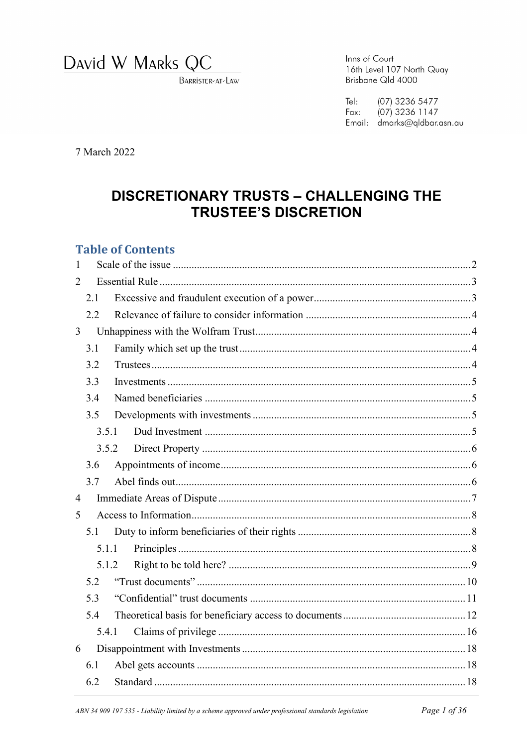David W Marks QC

Barrister-at-Law

Inns of Court
16th Level 107 North Quay
Brisbane Qld 4000

Tel: (07) 3236 5477
Fax: (07) 3236 1147
Email: dmarks@qldbar.asn.au

7 March 2022

# DISCRETIONARY TRUSTS – CHALLENGING THE TRUSTEE'S DISCRETION

## Table of Contents

1 Scale of the issue ..... 2
2 Essential Rule ..... 3
  2.1 Excessive and fraudulent execution of a power ..... 3
  2.2 Relevance of failure to consider information ..... 4
3 Unhappiness with the Wolfram Trust ..... 4
  3.1 Family which set up the trust ..... 4
  3.2 Trustees ..... 4
  3.3 Investments ..... 5
  3.4 Named beneficiaries ..... 5
  3.5 Developments with investments ..... 5
    3.5.1 Dud Investment ..... 5
    3.5.2 Direct Property ..... 6
  3.6 Appointments of income ..... 6
  3.7 Abel finds out ..... 6
4 Immediate Areas of Dispute ..... 7
5 Access to Information ..... 8
  5.1 Duty to inform beneficiaries of their rights ..... 8
    5.1.1 Principles ..... 8
    5.1.2 Right to be told here? ..... 9
  5.2 "Trust documents" ..... 10
  5.3 "Confidential" trust documents ..... 11
  5.4 Theoretical basis for beneficiary access to documents ..... 12
    5.4.1 Claims of privilege ..... 16
6 Disappointment with Investments ..... 18
  6.1 Abel gets accounts ..... 18
  6.2 Standard ..... 18

ABN 34 909 197 535 - Liability limited by a scheme approved under professional standards legislation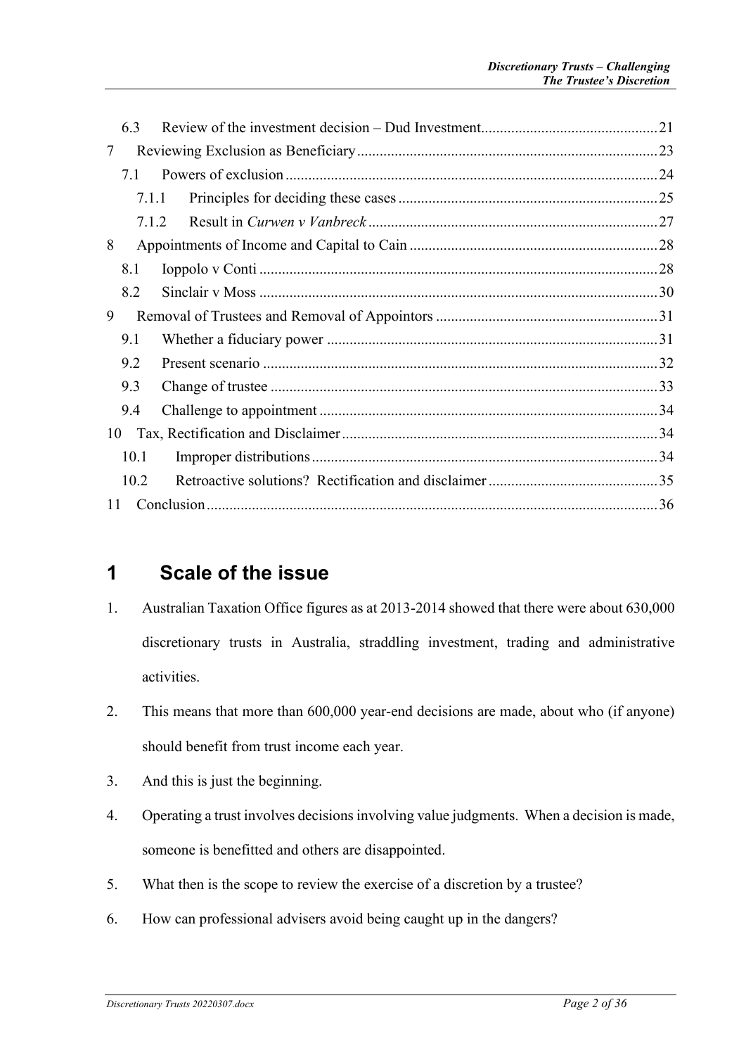| | | |
|---|---|---|
| 6.3 | Review of the investment decision – Dud Investment | 21 |
| 7 | Reviewing Exclusion as Beneficiary | 23 |
| 7.1 | Powers of exclusion | 24 |
| 7.1.1 | Principles for deciding these cases | 25 |
| 7.1.2 | Result in *Curwen v Vanbreck* | 27 |
| 8 | Appointments of Income and Capital to Cain | 28 |
| 8.1 | Ioppolo v Conti | 28 |
| 8.2 | Sinclair v Moss | 30 |
| 9 | Removal of Trustees and Removal of Appointors | 31 |
| 9.1 | Whether a fiduciary power | 31 |
| 9.2 | Present scenario | 32 |
| 9.3 | Change of trustee | 33 |
| 9.4 | Challenge to appointment | 34 |
| 10 | Tax, Rectification and Disclaimer | 34 |
| 10.1 | Improper distributions | 34 |
| 10.2 | Retroactive solutions? Rectification and disclaimer | 35 |
| 11 | Conclusion | 36 |

# 1 Scale of the issue

1. Australian Taxation Office figures as at 2013-2014 showed that there were about 630,000 discretionary trusts in Australia, straddling investment, trading and administrative activities.
2. This means that more than 600,000 year-end decisions are made, about who (if anyone) should benefit from trust income each year.
3. And this is just the beginning.
4. Operating a trust involves decisions involving value judgments. When a decision is made, someone is benefitted and others are disappointed.
5. What then is the scope to review the exercise of a discretion by a trustee?
6. How can professional advisers avoid being caught up in the dangers?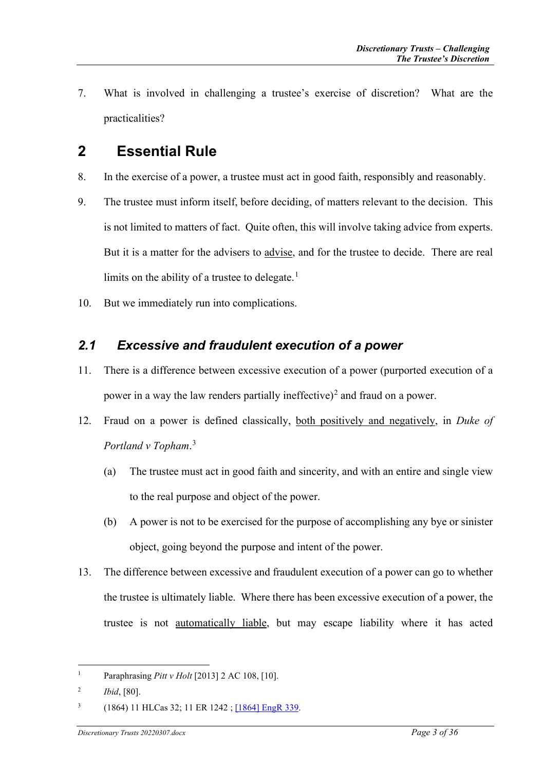7. What is involved in challenging a trustee's exercise of discretion? What are the practicalities?

## 2 Essential Rule

8. In the exercise of a power, a trustee must act in good faith, responsibly and reasonably.

9. The trustee must inform itself, before deciding, of matters relevant to the decision. This is not limited to matters of fact. Quite often, this will involve taking advice from experts. But it is a matter for the advisers to <u>advise</u>, and for the trustee to decide. There are real limits on the ability of a trustee to delegate.[1]

10. But we immediately run into complications.

### *2.1 Excessive and fraudulent execution of a power*

11. There is a difference between excessive execution of a power (purported execution of a power in a way the law renders partially ineffective)[2] and fraud on a power.

12. Fraud on a power is defined classically, <u>both positively and negatively</u>, in *Duke of Portland v Topham*.[3]

    (a) The trustee must act in good faith and sincerity, and with an entire and single view to the real purpose and object of the power.

    (b) A power is not to be exercised for the purpose of accomplishing any bye or sinister object, going beyond the purpose and intent of the power.

13. The difference between excessive and fraudulent execution of a power can go to whether the trustee is ultimately liable. Where there has been excessive execution of a power, the trustee is not <u>automatically liable</u>, but may escape liability where it has acted

---

[1] Paraphrasing *Pitt v Holt* [2013] 2 AC 108, [10].

[2] *Ibid*, [80].

[3] (1864) 11 HLCas 32; 11 ER 1242 ; [1864] EngR 339.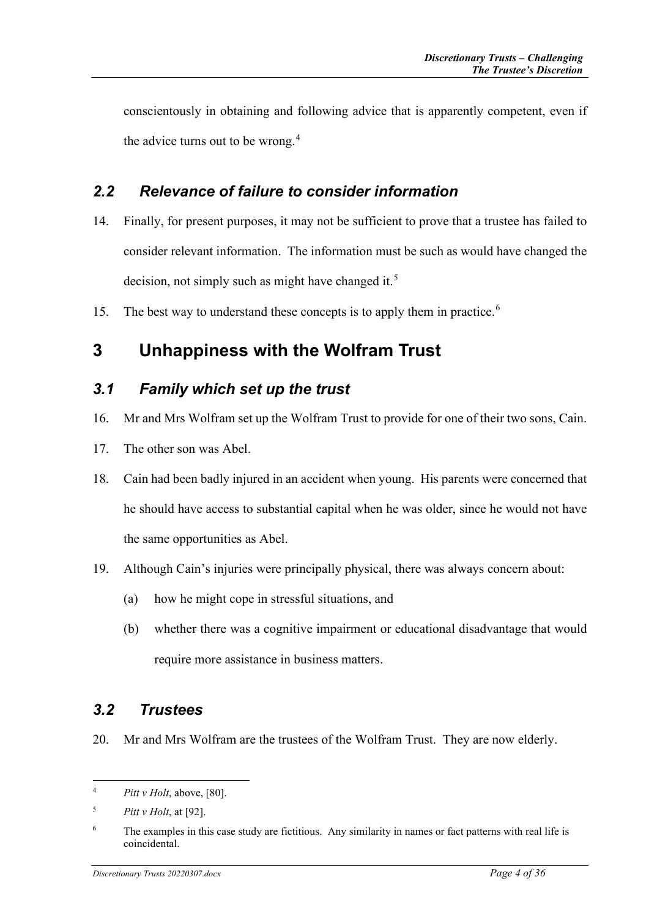conscientously in obtaining and following advice that is apparently competent, even if the advice turns out to be wrong.[4]

### *2.2 Relevance of failure to consider information*

14. Finally, for present purposes, it may not be sufficient to prove that a trustee has failed to consider relevant information. The information must be such as would have changed the decision, not simply such as might have changed it.[5]

15. The best way to understand these concepts is to apply them in practice.[6]

## 3 Unhappiness with the Wolfram Trust

### *3.1 Family which set up the trust*

16. Mr and Mrs Wolfram set up the Wolfram Trust to provide for one of their two sons, Cain.

17. The other son was Abel.

18. Cain had been badly injured in an accident when young. His parents were concerned that he should have access to substantial capital when he was older, since he would not have the same opportunities as Abel.

19. Although Cain's injuries were principally physical, there was always concern about:
    (a) how he might cope in stressful situations, and
    (b) whether there was a cognitive impairment or educational disadvantage that would require more assistance in business matters.

### *3.2 Trustees*

20. Mr and Mrs Wolfram are the trustees of the Wolfram Trust. They are now elderly.

---

[4] *Pitt v Holt*, above, [80].

[5] *Pitt v Holt*, at [92].

[6] The examples in this case study are fictitious. Any similarity in names or fact patterns with real life is coincidental.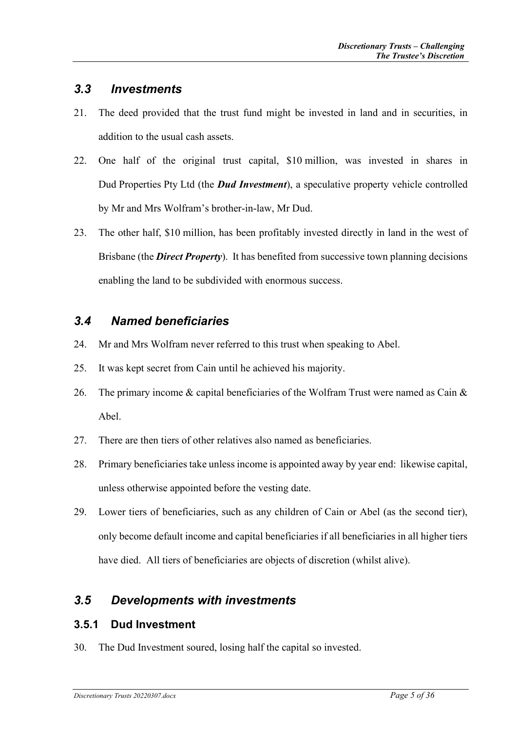## *3.3 Investments*

21. The deed provided that the trust fund might be invested in land and in securities, in addition to the usual cash assets.

22. One half of the original trust capital, $10 million, was invested in shares in Dud Properties Pty Ltd (the ***Dud Investment***), a speculative property vehicle controlled by Mr and Mrs Wolfram's brother-in-law, Mr Dud.

23. The other half, $10 million, has been profitably invested directly in land in the west of Brisbane (the ***Direct Property***). It has benefited from successive town planning decisions enabling the land to be subdivided with enormous success.

## *3.4 Named beneficiaries*

24. Mr and Mrs Wolfram never referred to this trust when speaking to Abel.

25. It was kept secret from Cain until he achieved his majority.

26. The primary income & capital beneficiaries of the Wolfram Trust were named as Cain & Abel.

27. There are then tiers of other relatives also named as beneficiaries.

28. Primary beneficiaries take unless income is appointed away by year end: likewise capital, unless otherwise appointed before the vesting date.

29. Lower tiers of beneficiaries, such as any children of Cain or Abel (as the second tier), only become default income and capital beneficiaries if all beneficiaries in all higher tiers have died. All tiers of beneficiaries are objects of discretion (whilst alive).

## *3.5 Developments with investments*

### 3.5.1 Dud Investment

30. The Dud Investment soured, losing half the capital so invested.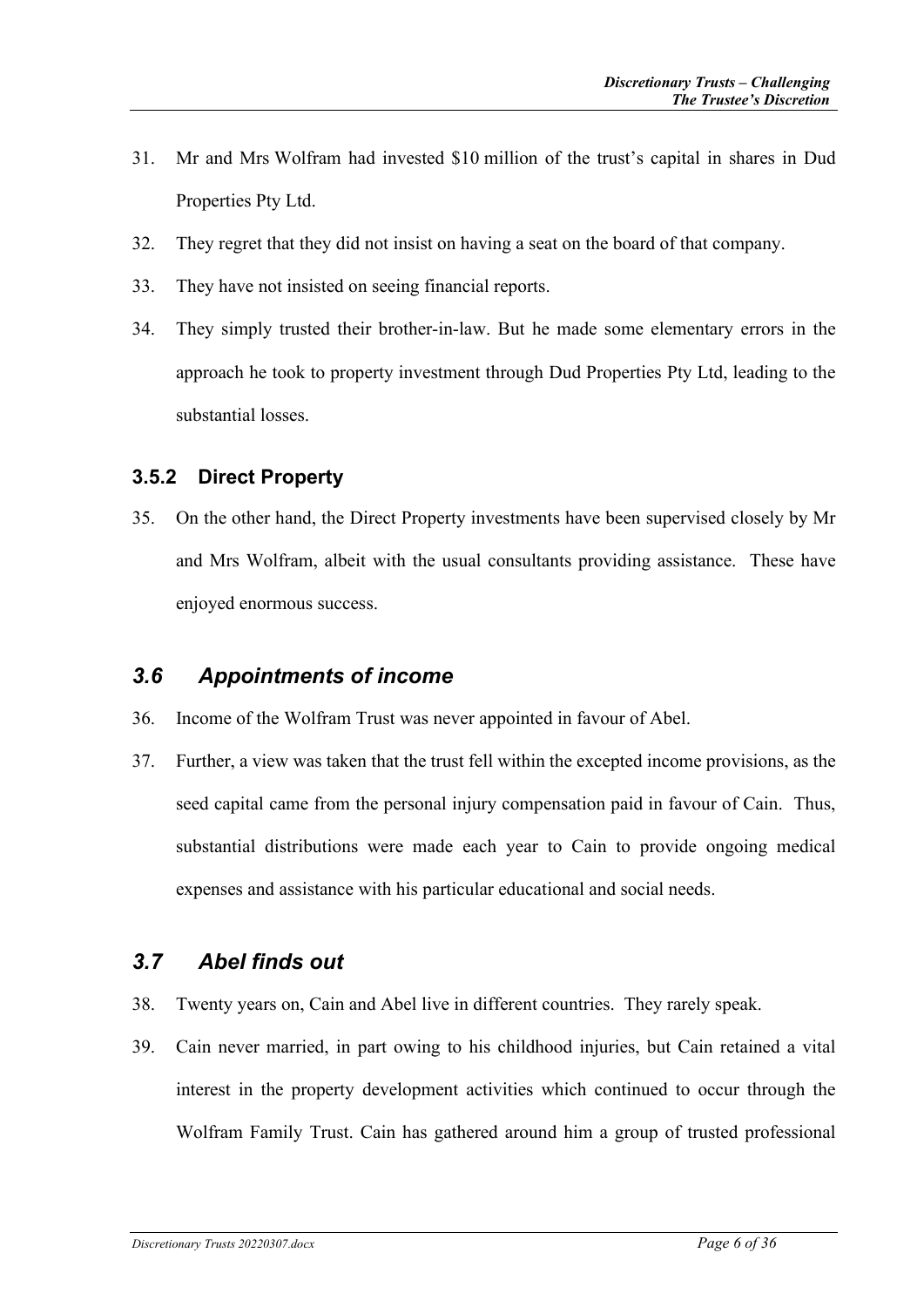31. Mr and Mrs Wolfram had invested $10 million of the trust's capital in shares in Dud Properties Pty Ltd.

32. They regret that they did not insist on having a seat on the board of that company.

33. They have not insisted on seeing financial reports.

34. They simply trusted their brother-in-law. But he made some elementary errors in the approach he took to property investment through Dud Properties Pty Ltd, leading to the substantial losses.

#### 3.5.2 Direct Property

35. On the other hand, the Direct Property investments have been supervised closely by Mr and Mrs Wolfram, albeit with the usual consultants providing assistance. These have enjoyed enormous success.

### *3.6 Appointments of income*

36. Income of the Wolfram Trust was never appointed in favour of Abel.

37. Further, a view was taken that the trust fell within the excepted income provisions, as the seed capital came from the personal injury compensation paid in favour of Cain. Thus, substantial distributions were made each year to Cain to provide ongoing medical expenses and assistance with his particular educational and social needs.

### *3.7 Abel finds out*

38. Twenty years on, Cain and Abel live in different countries. They rarely speak.

39. Cain never married, in part owing to his childhood injuries, but Cain retained a vital interest in the property development activities which continued to occur through the Wolfram Family Trust. Cain has gathered around him a group of trusted professional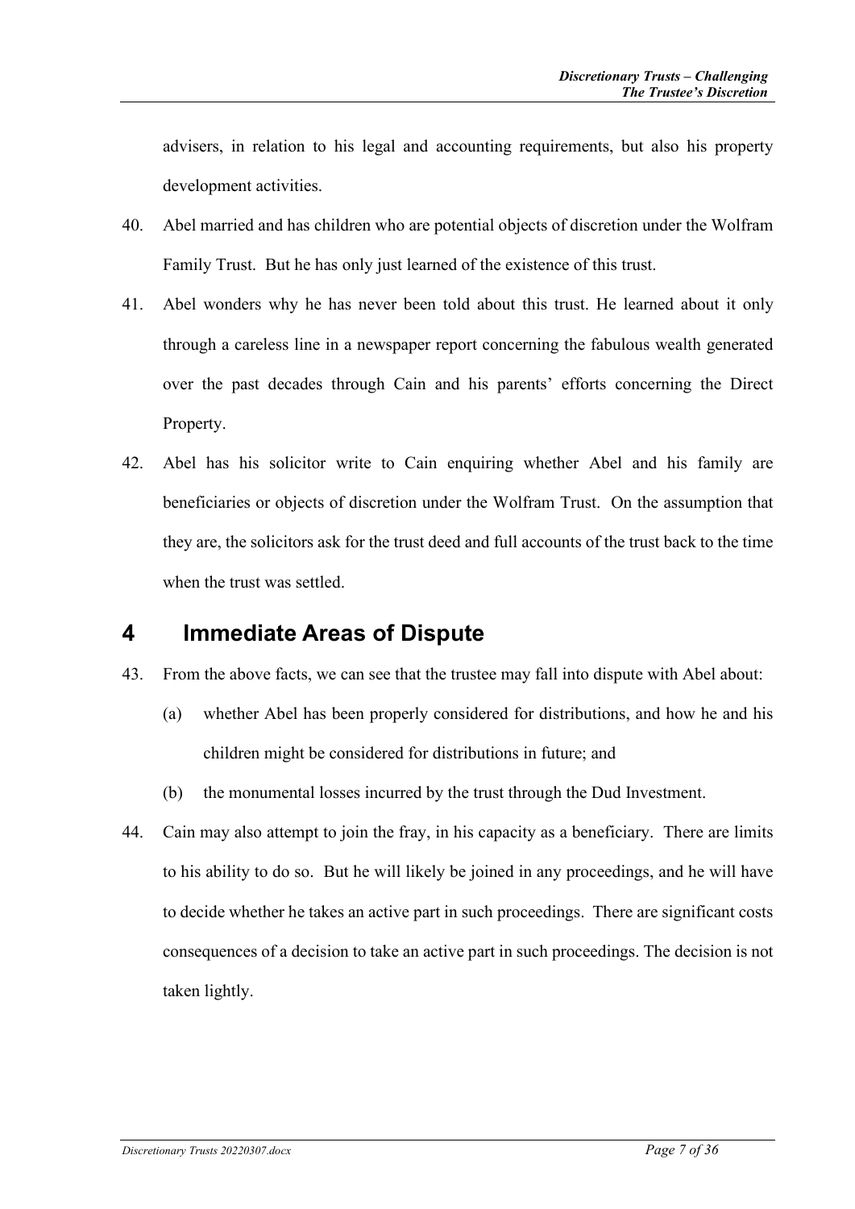advisers, in relation to his legal and accounting requirements, but also his property development activities.

40. Abel married and has children who are potential objects of discretion under the Wolfram Family Trust. But he has only just learned of the existence of this trust.

41. Abel wonders why he has never been told about this trust. He learned about it only through a careless line in a newspaper report concerning the fabulous wealth generated over the past decades through Cain and his parents' efforts concerning the Direct Property.

42. Abel has his solicitor write to Cain enquiring whether Abel and his family are beneficiaries or objects of discretion under the Wolfram Trust. On the assumption that they are, the solicitors ask for the trust deed and full accounts of the trust back to the time when the trust was settled.

# 4 Immediate Areas of Dispute

43. From the above facts, we can see that the trustee may fall into dispute with Abel about:

    (a) whether Abel has been properly considered for distributions, and how he and his children might be considered for distributions in future; and

    (b) the monumental losses incurred by the trust through the Dud Investment.

44. Cain may also attempt to join the fray, in his capacity as a beneficiary. There are limits to his ability to do so. But he will likely be joined in any proceedings, and he will have to decide whether he takes an active part in such proceedings. There are significant costs consequences of a decision to take an active part in such proceedings. The decision is not taken lightly.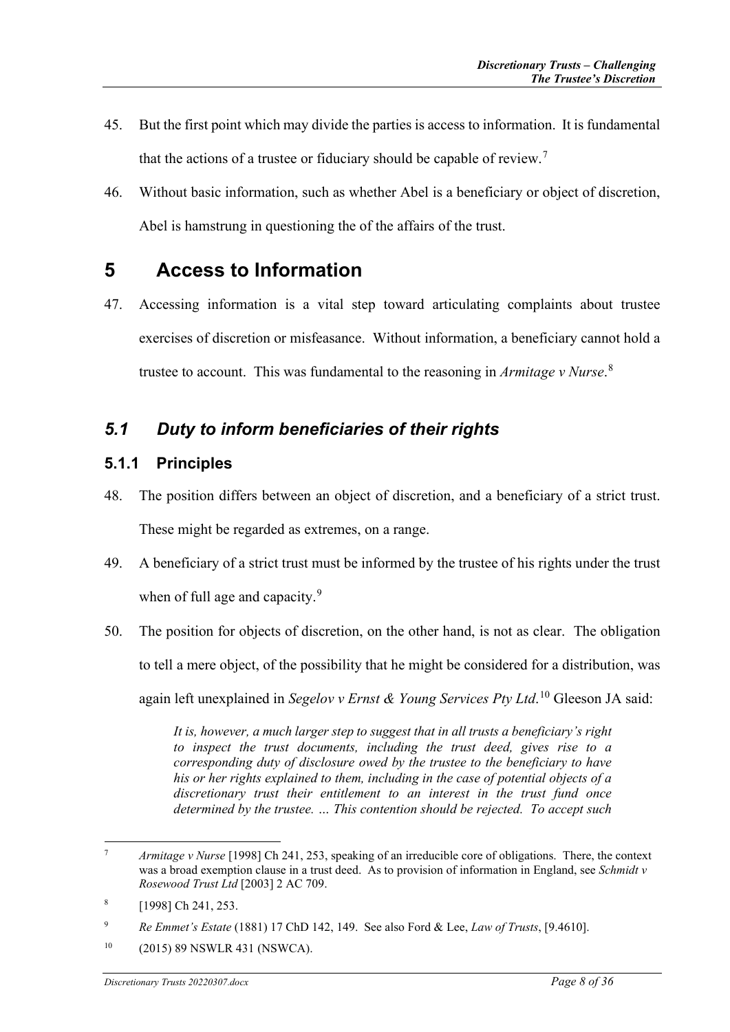45. But the first point which may divide the parties is access to information. It is fundamental that the actions of a trustee or fiduciary should be capable of review.[7]

46. Without basic information, such as whether Abel is a beneficiary or object of discretion, Abel is hamstrung in questioning the of the affairs of the trust.

# 5 Access to Information

47. Accessing information is a vital step toward articulating complaints about trustee exercises of discretion or misfeasance. Without information, a beneficiary cannot hold a trustee to account. This was fundamental to the reasoning in *Armitage v Nurse*.[8]

## *5.1 Duty to inform beneficiaries of their rights*

### 5.1.1 Principles

48. The position differs between an object of discretion, and a beneficiary of a strict trust. These might be regarded as extremes, on a range.

49. A beneficiary of a strict trust must be informed by the trustee of his rights under the trust when of full age and capacity.[9]

50. The position for objects of discretion, on the other hand, is not as clear. The obligation to tell a mere object, of the possibility that he might be considered for a distribution, was again left unexplained in *Segelov v Ernst & Young Services Pty Ltd*.[10] Gleeson JA said:

> *It is, however, a much larger step to suggest that in all trusts a beneficiary's right to inspect the trust documents, including the trust deed, gives rise to a corresponding duty of disclosure owed by the trustee to the beneficiary to have his or her rights explained to them, including in the case of potential objects of a discretionary trust their entitlement to an interest in the trust fund once determined by the trustee. … This contention should be rejected. To accept such*

---

[7] *Armitage v Nurse* [1998] Ch 241, 253, speaking of an irreducible core of obligations. There, the context was a broad exemption clause in a trust deed. As to provision of information in England, see *Schmidt v Rosewood Trust Ltd* [2003] 2 AC 709.

[8] [1998] Ch 241, 253.

[9] *Re Emmet's Estate* (1881) 17 ChD 142, 149. See also Ford & Lee, *Law of Trusts*, [9.4610].

[10] (2015) 89 NSWLR 431 (NSWCA).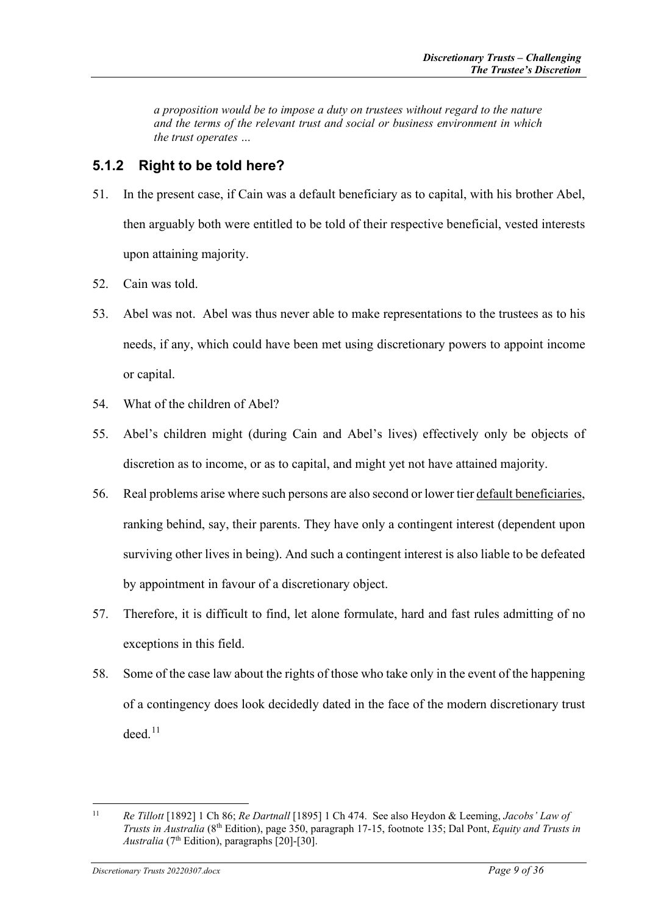*a proposition would be to impose a duty on trustees without regard to the nature and the terms of the relevant trust and social or business environment in which the trust operates …*

### 5.1.2 Right to be told here?

51. In the present case, if Cain was a default beneficiary as to capital, with his brother Abel, then arguably both were entitled to be told of their respective beneficial, vested interests upon attaining majority.

52. Cain was told.

53. Abel was not. Abel was thus never able to make representations to the trustees as to his needs, if any, which could have been met using discretionary powers to appoint income or capital.

54. What of the children of Abel?

55. Abel's children might (during Cain and Abel's lives) effectively only be objects of discretion as to income, or as to capital, and might yet not have attained majority.

56. Real problems arise where such persons are also second or lower tier <u>default beneficiaries</u>, ranking behind, say, their parents. They have only a contingent interest (dependent upon surviving other lives in being). And such a contingent interest is also liable to be defeated by appointment in favour of a discretionary object.

57. Therefore, it is difficult to find, let alone formulate, hard and fast rules admitting of no exceptions in this field.

58. Some of the case law about the rights of those who take only in the event of the happening of a contingency does look decidedly dated in the face of the modern discretionary trust deed.[11]

---

[11] *Re Tillott* [1892] 1 Ch 86; *Re Dartnall* [1895] 1 Ch 474. See also Heydon & Leeming, *Jacobs' Law of Trusts in Australia* (8th Edition), page 350, paragraph 17-15, footnote 135; Dal Pont, *Equity and Trusts in Australia* (7th Edition), paragraphs [20]-[30].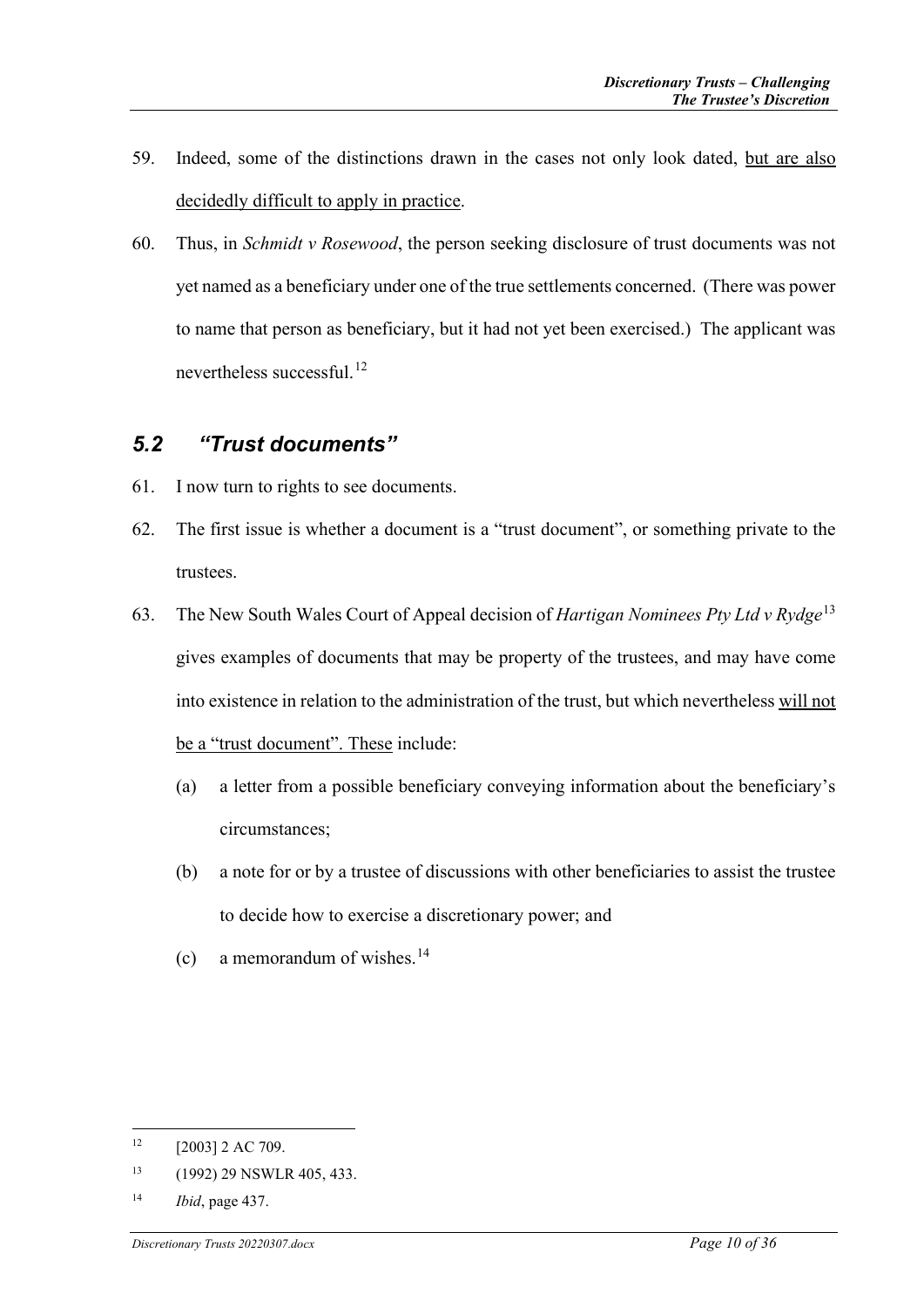59. Indeed, some of the distinctions drawn in the cases not only look dated, <u>but are also decidedly difficult to apply in practice</u>.

60. Thus, in *Schmidt v Rosewood*, the person seeking disclosure of trust documents was not yet named as a beneficiary under one of the true settlements concerned. (There was power to name that person as beneficiary, but it had not yet been exercised.) The applicant was nevertheless successful.[12]

## *5.2 "Trust documents"*

61. I now turn to rights to see documents.

62. The first issue is whether a document is a "trust document", or something private to the trustees.

63. The New South Wales Court of Appeal decision of *Hartigan Nominees Pty Ltd v Rydge*[13] gives examples of documents that may be property of the trustees, and may have come into existence in relation to the administration of the trust, but which nevertheless <u>will not be a "trust document". These</u> include:

    (a) a letter from a possible beneficiary conveying information about the beneficiary's circumstances;

    (b) a note for or by a trustee of discussions with other beneficiaries to assist the trustee to decide how to exercise a discretionary power; and

    (c) a memorandum of wishes.[14]

---

[12] [2003] 2 AC 709.

[13] (1992) 29 NSWLR 405, 433.

[14] *Ibid*, page 437.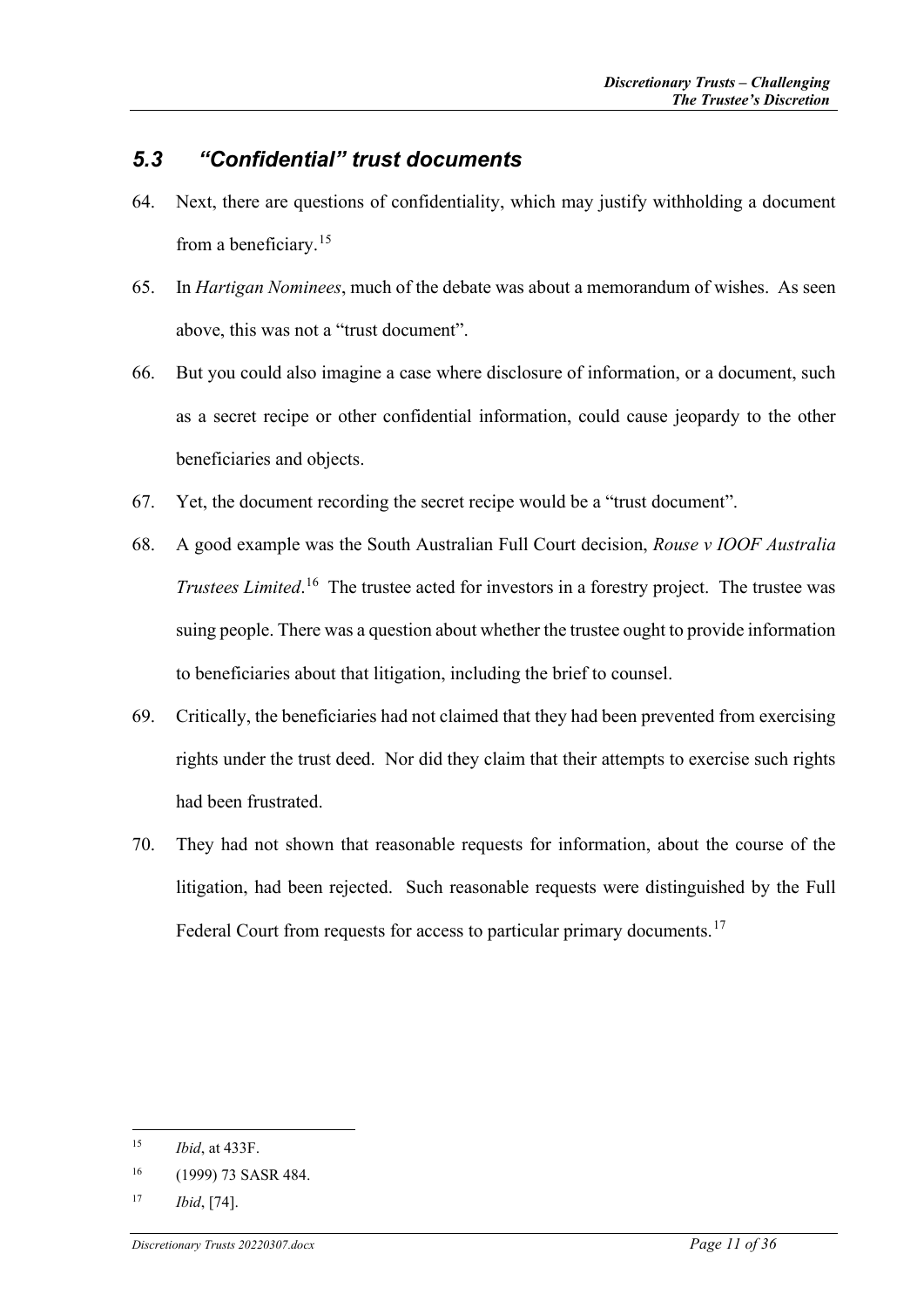## *5.3 "Confidential" trust documents*

64. Next, there are questions of confidentiality, which may justify withholding a document from a beneficiary.[15]

65. In *Hartigan Nominees*, much of the debate was about a memorandum of wishes. As seen above, this was not a "trust document".

66. But you could also imagine a case where disclosure of information, or a document, such as a secret recipe or other confidential information, could cause jeopardy to the other beneficiaries and objects.

67. Yet, the document recording the secret recipe would be a "trust document".

68. A good example was the South Australian Full Court decision, *Rouse v IOOF Australia Trustees Limited*.[16] The trustee acted for investors in a forestry project. The trustee was suing people. There was a question about whether the trustee ought to provide information to beneficiaries about that litigation, including the brief to counsel.

69. Critically, the beneficiaries had not claimed that they had been prevented from exercising rights under the trust deed. Nor did they claim that their attempts to exercise such rights had been frustrated.

70. They had not shown that reasonable requests for information, about the course of the litigation, had been rejected. Such reasonable requests were distinguished by the Full Federal Court from requests for access to particular primary documents.[17]

---

[15] *Ibid*, at 433F.

[16] (1999) 73 SASR 484.

[17] *Ibid*, [74].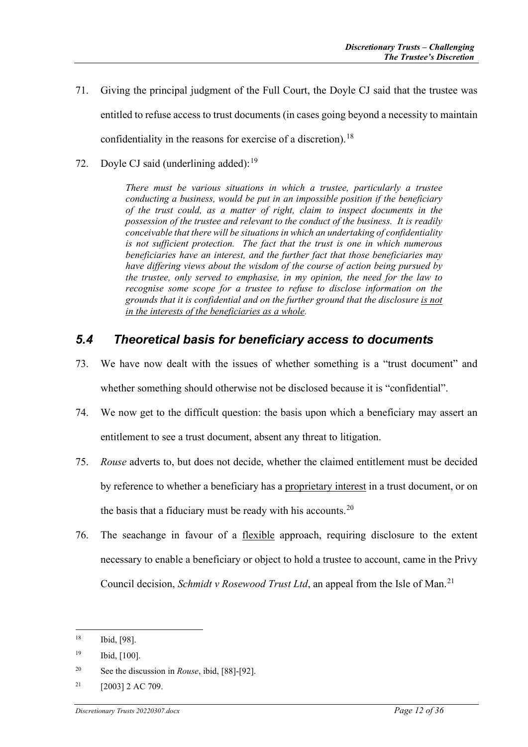71. Giving the principal judgment of the Full Court, the Doyle CJ said that the trustee was entitled to refuse access to trust documents (in cases going beyond a necessity to maintain confidentiality in the reasons for exercise of a discretion).[18]

72. Doyle CJ said (underlining added):[19]

> *There must be various situations in which a trustee, particularly a trustee conducting a business, would be put in an impossible position if the beneficiary of the trust could, as a matter of right, claim to inspect documents in the possession of the trustee and relevant to the conduct of the business. It is readily conceivable that there will be situations in which an undertaking of confidentiality is not sufficient protection. The fact that the trust is one in which numerous beneficiaries have an interest, and the further fact that those beneficiaries may have differing views about the wisdom of the course of action being pursued by the trustee, only served to emphasise, in my opinion, the need for the law to recognise some scope for a trustee to refuse to disclose information on the grounds that it is confidential and on the further ground that the disclosure <u>is not in the interests of the beneficiaries as a whole</u>.*

## *5.4 Theoretical basis for beneficiary access to documents*

73. We have now dealt with the issues of whether something is a "trust document" and whether something should otherwise not be disclosed because it is "confidential".

74. We now get to the difficult question: the basis upon which a beneficiary may assert an entitlement to see a trust document, absent any threat to litigation.

75. *Rouse* adverts to, but does not decide, whether the claimed entitlement must be decided by reference to whether a beneficiary has a <u>proprietary interest</u> in a trust document, or on the basis that a fiduciary must be ready with his accounts.[20]

76. The seachange in favour of a <u>flexible</u> approach, requiring disclosure to the extent necessary to enable a beneficiary or object to hold a trustee to account, came in the Privy Council decision, *Schmidt v Rosewood Trust Ltd*, an appeal from the Isle of Man.[21]

---

[18] Ibid, [98].

[19] Ibid, [100].

[20] See the discussion in *Rouse*, ibid, [88]-[92].

[21] [2003] 2 AC 709.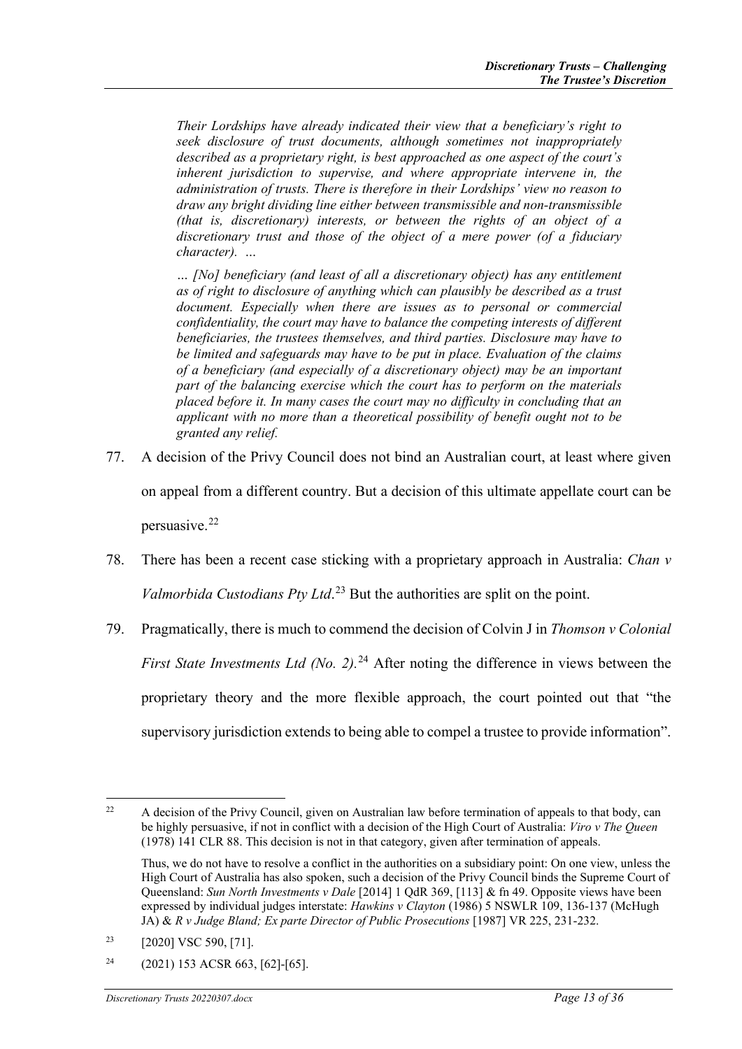> *Their Lordships have already indicated their view that a beneficiary's right to seek disclosure of trust documents, although sometimes not inappropriately described as a proprietary right, is best approached as one aspect of the court's inherent jurisdiction to supervise, and where appropriate intervene in, the administration of trusts. There is therefore in their Lordships' view no reason to draw any bright dividing line either between transmissible and non-transmissible (that is, discretionary) interests, or between the rights of an object of a discretionary trust and those of the object of a mere power (of a fiduciary character). …*
>
> *… [No] beneficiary (and least of all a discretionary object) has any entitlement as of right to disclosure of anything which can plausibly be described as a trust document. Especially when there are issues as to personal or commercial confidentiality, the court may have to balance the competing interests of different beneficiaries, the trustees themselves, and third parties. Disclosure may have to be limited and safeguards may have to be put in place. Evaluation of the claims of a beneficiary (and especially of a discretionary object) may be an important part of the balancing exercise which the court has to perform on the materials placed before it. In many cases the court may no difficulty in concluding that an applicant with no more than a theoretical possibility of benefit ought not to be granted any relief.*

77. A decision of the Privy Council does not bind an Australian court, at least where given on appeal from a different country. But a decision of this ultimate appellate court can be persuasive.[22]

78. There has been a recent case sticking with a proprietary approach in Australia: *Chan v Valmorbida Custodians Pty Ltd*.[23] But the authorities are split on the point.

79. Pragmatically, there is much to commend the decision of Colvin J in *Thomson v Colonial First State Investments Ltd (No. 2)*.[24] After noting the difference in views between the proprietary theory and the more flexible approach, the court pointed out that "the supervisory jurisdiction extends to being able to compel a trustee to provide information".

---

[22] A decision of the Privy Council, given on Australian law before termination of appeals to that body, can be highly persuasive, if not in conflict with a decision of the High Court of Australia: *Viro v The Queen* (1978) 141 CLR 88. This decision is not in that category, given after termination of appeals.

Thus, we do not have to resolve a conflict in the authorities on a subsidiary point: On one view, unless the High Court of Australia has also spoken, such a decision of the Privy Council binds the Supreme Court of Queensland: *Sun North Investments v Dale* [2014] 1 QdR 369, [113] & fn 49. Opposite views have been expressed by individual judges interstate: *Hawkins v Clayton* (1986) 5 NSWLR 109, 136-137 (McHugh JA) & *R v Judge Bland; Ex parte Director of Public Prosecutions* [1987] VR 225, 231-232.

[23] [2020] VSC 590, [71].

[24] (2021) 153 ACSR 663, [62]-[65].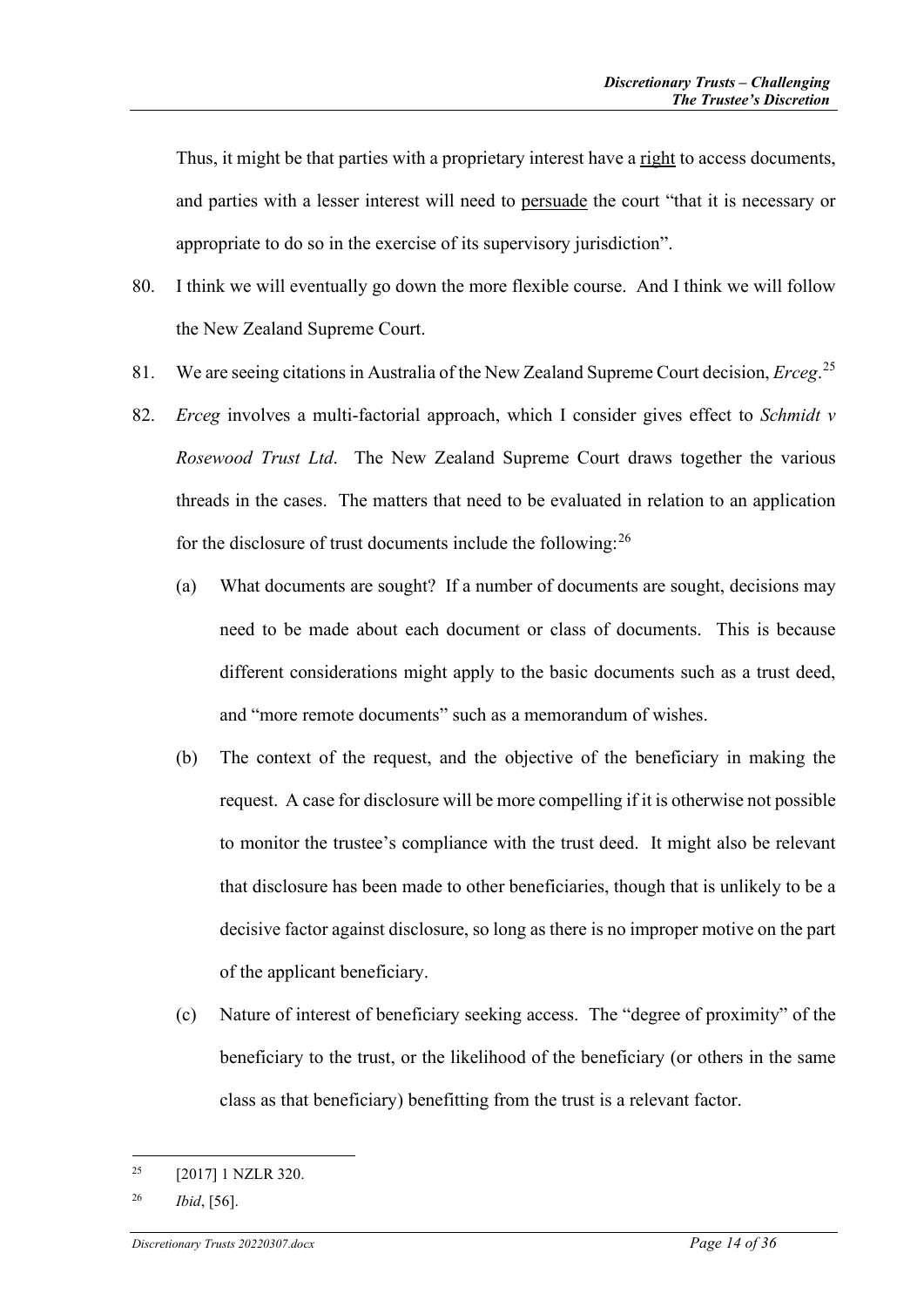Thus, it might be that parties with a proprietary interest have a <u>right</u> to access documents, and parties with a lesser interest will need to <u>persuade</u> the court "that it is necessary or appropriate to do so in the exercise of its supervisory jurisdiction".

80. I think we will eventually go down the more flexible course. And I think we will follow the New Zealand Supreme Court.

81. We are seeing citations in Australia of the New Zealand Supreme Court decision, *Erceg*.[25]

82. *Erceg* involves a multi-factorial approach, which I consider gives effect to *Schmidt v Rosewood Trust Ltd*. The New Zealand Supreme Court draws together the various threads in the cases. The matters that need to be evaluated in relation to an application for the disclosure of trust documents include the following:[26]

    (a) What documents are sought? If a number of documents are sought, decisions may need to be made about each document or class of documents. This is because different considerations might apply to the basic documents such as a trust deed, and "more remote documents" such as a memorandum of wishes.

    (b) The context of the request, and the objective of the beneficiary in making the request. A case for disclosure will be more compelling if it is otherwise not possible to monitor the trustee's compliance with the trust deed. It might also be relevant that disclosure has been made to other beneficiaries, though that is unlikely to be a decisive factor against disclosure, so long as there is no improper motive on the part of the applicant beneficiary.

    (c) Nature of interest of beneficiary seeking access. The "degree of proximity" of the beneficiary to the trust, or the likelihood of the beneficiary (or others in the same class as that beneficiary) benefitting from the trust is a relevant factor.

---

[25] [2017] 1 NZLR 320.

[26] *Ibid*, [56].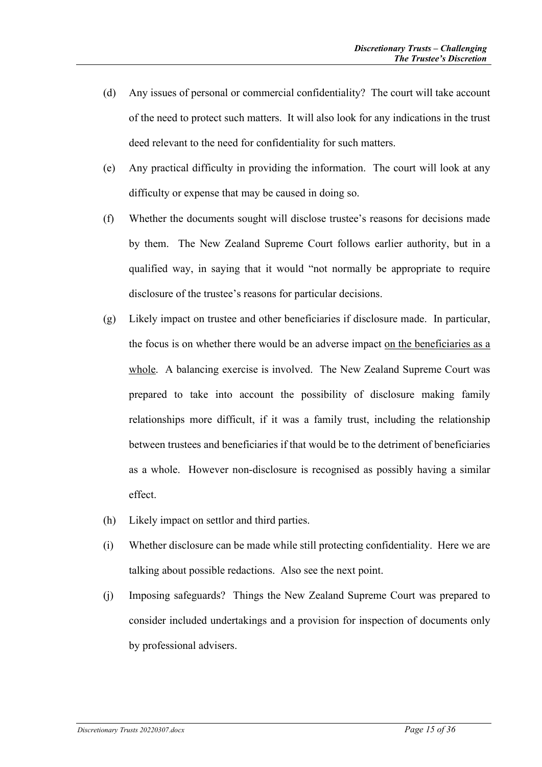(d) Any issues of personal or commercial confidentiality? The court will take account of the need to protect such matters. It will also look for any indications in the trust deed relevant to the need for confidentiality for such matters.

(e) Any practical difficulty in providing the information. The court will look at any difficulty or expense that may be caused in doing so.

(f) Whether the documents sought will disclose trustee's reasons for decisions made by them. The New Zealand Supreme Court follows earlier authority, but in a qualified way, in saying that it would "not normally be appropriate to require disclosure of the trustee's reasons for particular decisions.

(g) Likely impact on trustee and other beneficiaries if disclosure made. In particular, the focus is on whether there would be an adverse impact <u>on the beneficiaries as a whole</u>. A balancing exercise is involved. The New Zealand Supreme Court was prepared to take into account the possibility of disclosure making family relationships more difficult, if it was a family trust, including the relationship between trustees and beneficiaries if that would be to the detriment of beneficiaries as a whole. However non-disclosure is recognised as possibly having a similar effect.

(h) Likely impact on settlor and third parties.

(i) Whether disclosure can be made while still protecting confidentiality. Here we are talking about possible redactions. Also see the next point.

(j) Imposing safeguards? Things the New Zealand Supreme Court was prepared to consider included undertakings and a provision for inspection of documents only by professional advisers.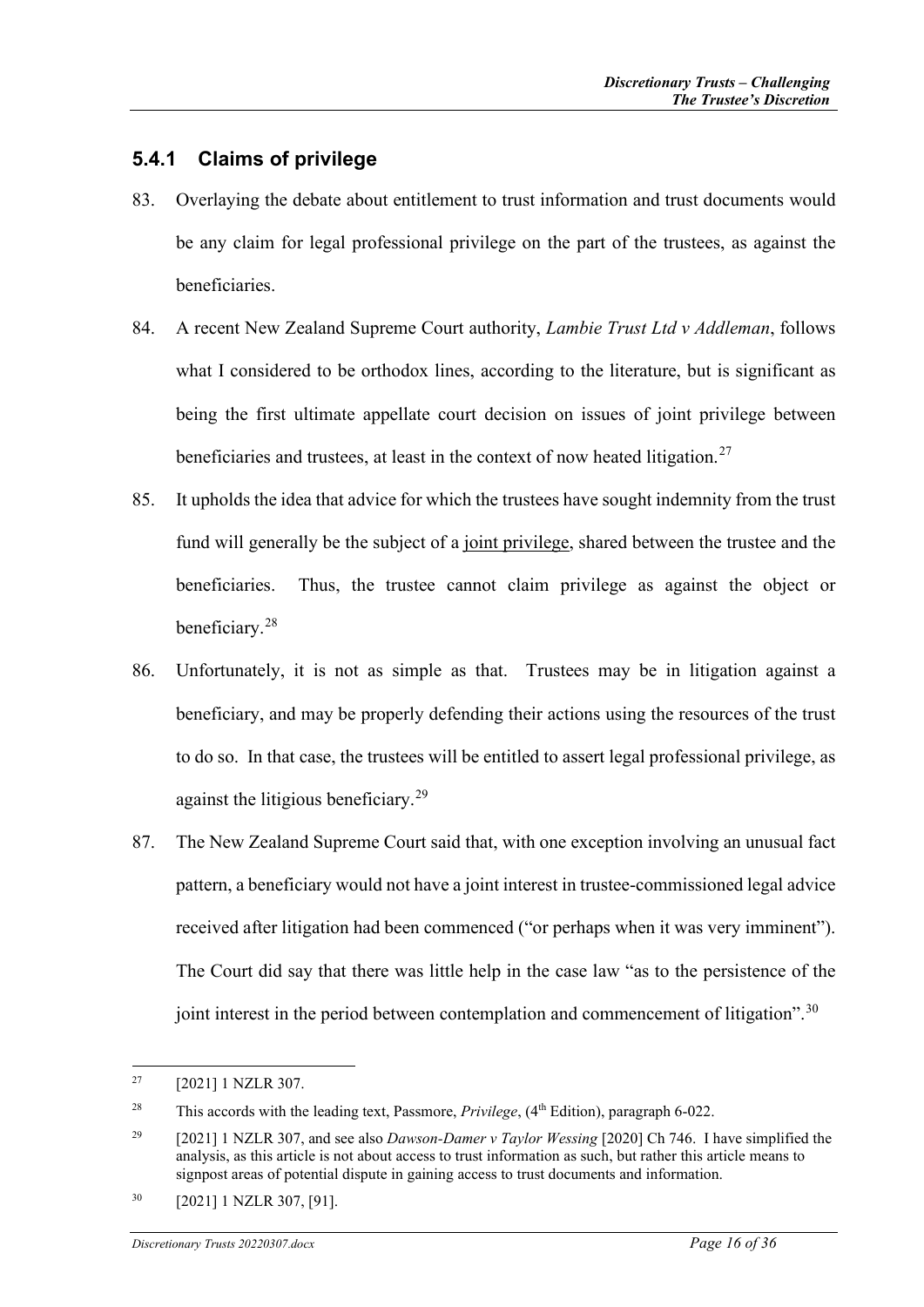### 5.4.1 Claims of privilege

83. Overlaying the debate about entitlement to trust information and trust documents would be any claim for legal professional privilege on the part of the trustees, as against the beneficiaries.

84. A recent New Zealand Supreme Court authority, *Lambie Trust Ltd v Addleman*, follows what I considered to be orthodox lines, according to the literature, but is significant as being the first ultimate appellate court decision on issues of joint privilege between beneficiaries and trustees, at least in the context of now heated litigation.[27]

85. It upholds the idea that advice for which the trustees have sought indemnity from the trust fund will generally be the subject of a <u>joint privilege</u>, shared between the trustee and the beneficiaries. Thus, the trustee cannot claim privilege as against the object or beneficiary.[28]

86. Unfortunately, it is not as simple as that. Trustees may be in litigation against a beneficiary, and may be properly defending their actions using the resources of the trust to do so. In that case, the trustees will be entitled to assert legal professional privilege, as against the litigious beneficiary.[29]

87. The New Zealand Supreme Court said that, with one exception involving an unusual fact pattern, a beneficiary would not have a joint interest in trustee-commissioned legal advice received after litigation had been commenced ("or perhaps when it was very imminent"). The Court did say that there was little help in the case law "as to the persistence of the joint interest in the period between contemplation and commencement of litigation".[30]

---

[27] [2021] 1 NZLR 307.

[28] This accords with the leading text, Passmore, *Privilege*, (4th Edition), paragraph 6-022.

[29] [2021] 1 NZLR 307, and see also *Dawson-Damer v Taylor Wessing* [2020] Ch 746. I have simplified the analysis, as this article is not about access to trust information as such, but rather this article means to signpost areas of potential dispute in gaining access to trust documents and information.

[30] [2021] 1 NZLR 307, [91].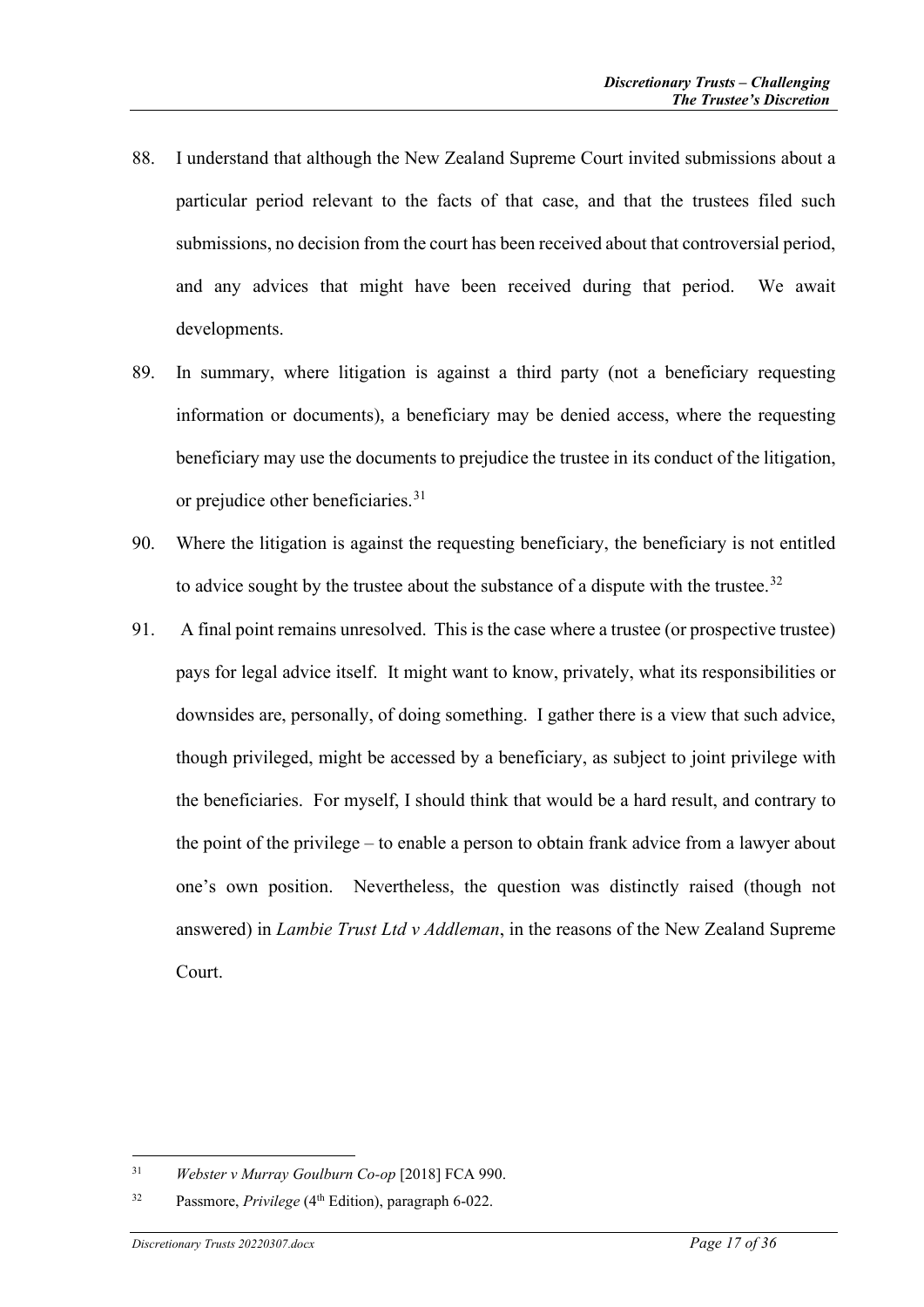88. I understand that although the New Zealand Supreme Court invited submissions about a particular period relevant to the facts of that case, and that the trustees filed such submissions, no decision from the court has been received about that controversial period, and any advices that might have been received during that period. We await developments.

89. In summary, where litigation is against a third party (not a beneficiary requesting information or documents), a beneficiary may be denied access, where the requesting beneficiary may use the documents to prejudice the trustee in its conduct of the litigation, or prejudice other beneficiaries.[31]

90. Where the litigation is against the requesting beneficiary, the beneficiary is not entitled to advice sought by the trustee about the substance of a dispute with the trustee.[32]

91. A final point remains unresolved. This is the case where a trustee (or prospective trustee) pays for legal advice itself. It might want to know, privately, what its responsibilities or downsides are, personally, of doing something. I gather there is a view that such advice, though privileged, might be accessed by a beneficiary, as subject to joint privilege with the beneficiaries. For myself, I should think that would be a hard result, and contrary to the point of the privilege – to enable a person to obtain frank advice from a lawyer about one's own position. Nevertheless, the question was distinctly raised (though not answered) in *Lambie Trust Ltd v Addleman*, in the reasons of the New Zealand Supreme Court.

---

[31] *Webster v Murray Goulburn Co-op* [2018] FCA 990.

[32] Passmore, *Privilege* (4th Edition), paragraph 6-022.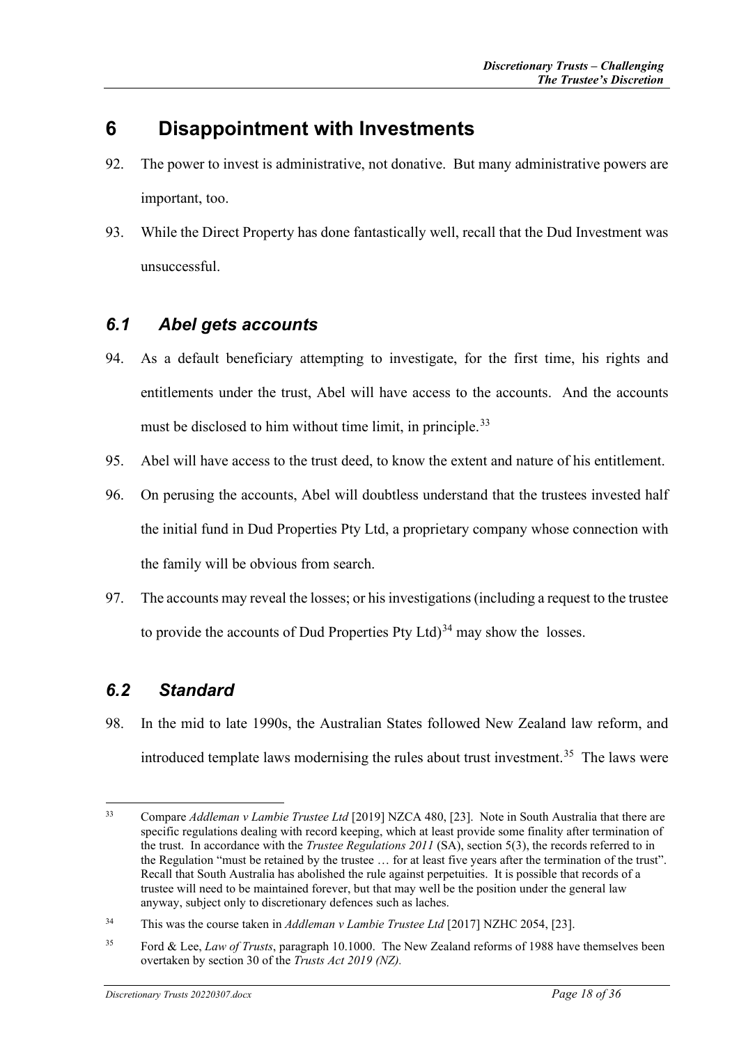# 6 Disappointment with Investments

92. The power to invest is administrative, not donative. But many administrative powers are important, too.

93. While the Direct Property has done fantastically well, recall that the Dud Investment was unsuccessful.

## *6.1 Abel gets accounts*

94. As a default beneficiary attempting to investigate, for the first time, his rights and entitlements under the trust, Abel will have access to the accounts. And the accounts must be disclosed to him without time limit, in principle.[33]

95. Abel will have access to the trust deed, to know the extent and nature of his entitlement.

96. On perusing the accounts, Abel will doubtless understand that the trustees invested half the initial fund in Dud Properties Pty Ltd, a proprietary company whose connection with the family will be obvious from search.

97. The accounts may reveal the losses; or his investigations (including a request to the trustee to provide the accounts of Dud Properties Pty Ltd)[34] may show the losses.

## *6.2 Standard*

98. In the mid to late 1990s, the Australian States followed New Zealand law reform, and introduced template laws modernising the rules about trust investment.[35] The laws were

---

[33] Compare *Addleman v Lambie Trustee Ltd* [2019] NZCA 480, [23]. Note in South Australia that there are specific regulations dealing with record keeping, which at least provide some finality after termination of the trust. In accordance with the *Trustee Regulations 2011* (SA), section 5(3), the records referred to in the Regulation "must be retained by the trustee … for at least five years after the termination of the trust". Recall that South Australia has abolished the rule against perpetuities. It is possible that records of a trustee will need to be maintained forever, but that may well be the position under the general law anyway, subject only to discretionary defences such as laches.

[34] This was the course taken in *Addleman v Lambie Trustee Ltd* [2017] NZHC 2054, [23].

[35] Ford & Lee, *Law of Trusts*, paragraph 10.1000. The New Zealand reforms of 1988 have themselves been overtaken by section 30 of the *Trusts Act 2019 (NZ).*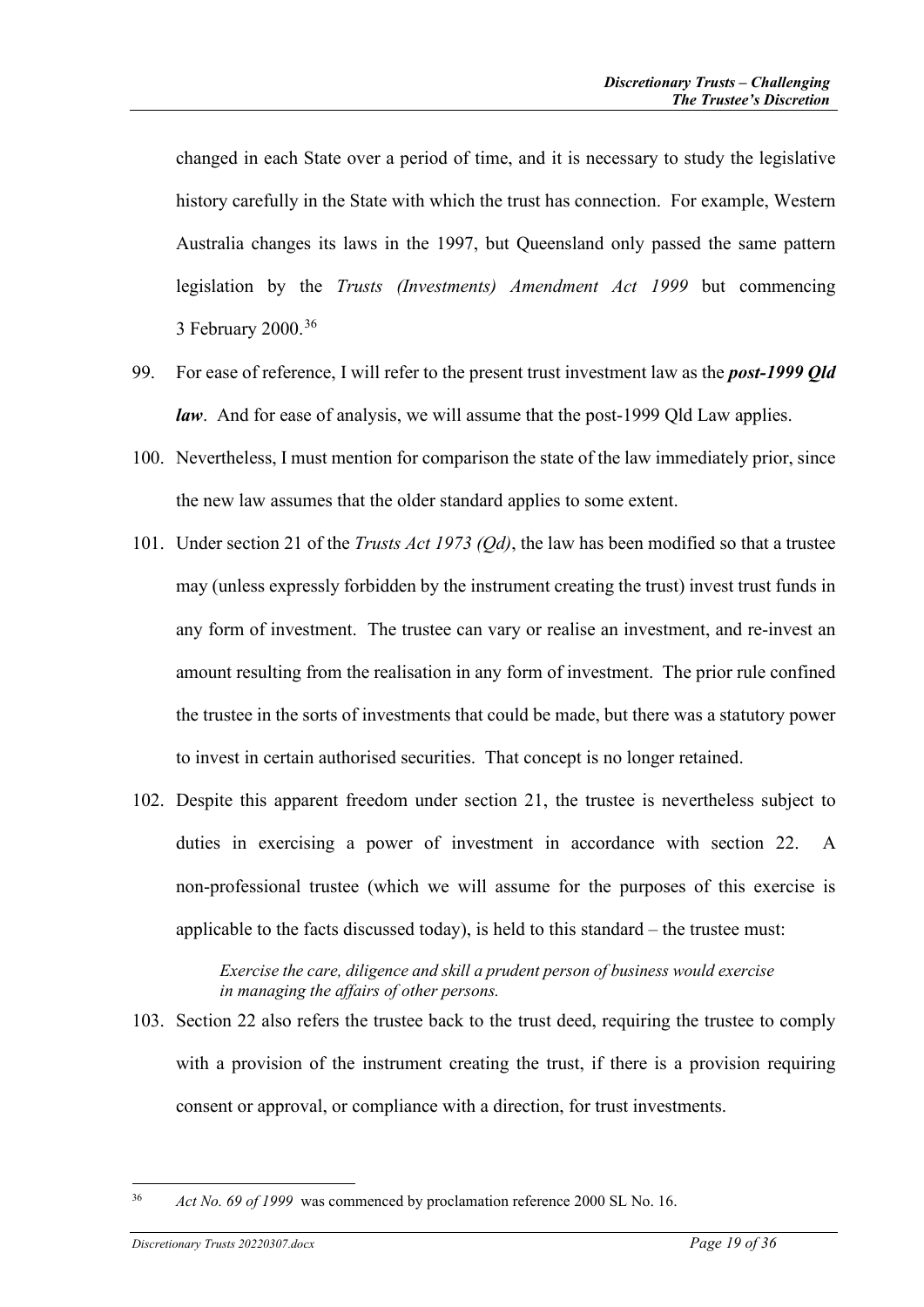changed in each State over a period of time, and it is necessary to study the legislative history carefully in the State with which the trust has connection. For example, Western Australia changes its laws in the 1997, but Queensland only passed the same pattern legislation by the *Trusts (Investments) Amendment Act 1999* but commencing 3 February 2000.[36]

99. For ease of reference, I will refer to the present trust investment law as the ***post-1999 Qld law***. And for ease of analysis, we will assume that the post-1999 Qld Law applies.

100. Nevertheless, I must mention for comparison the state of the law immediately prior, since the new law assumes that the older standard applies to some extent.

101. Under section 21 of the *Trusts Act 1973 (Qd)*, the law has been modified so that a trustee may (unless expressly forbidden by the instrument creating the trust) invest trust funds in any form of investment. The trustee can vary or realise an investment, and re-invest an amount resulting from the realisation in any form of investment. The prior rule confined the trustee in the sorts of investments that could be made, but there was a statutory power to invest in certain authorised securities. That concept is no longer retained.

102. Despite this apparent freedom under section 21, the trustee is nevertheless subject to duties in exercising a power of investment in accordance with section 22. A non-professional trustee (which we will assume for the purposes of this exercise is applicable to the facts discussed today), is held to this standard – the trustee must:

> *Exercise the care, diligence and skill a prudent person of business would exercise in managing the affairs of other persons.*

103. Section 22 also refers the trustee back to the trust deed, requiring the trustee to comply with a provision of the instrument creating the trust, if there is a provision requiring consent or approval, or compliance with a direction, for trust investments.

---

[36] *Act No. 69 of 1999* was commenced by proclamation reference 2000 SL No. 16.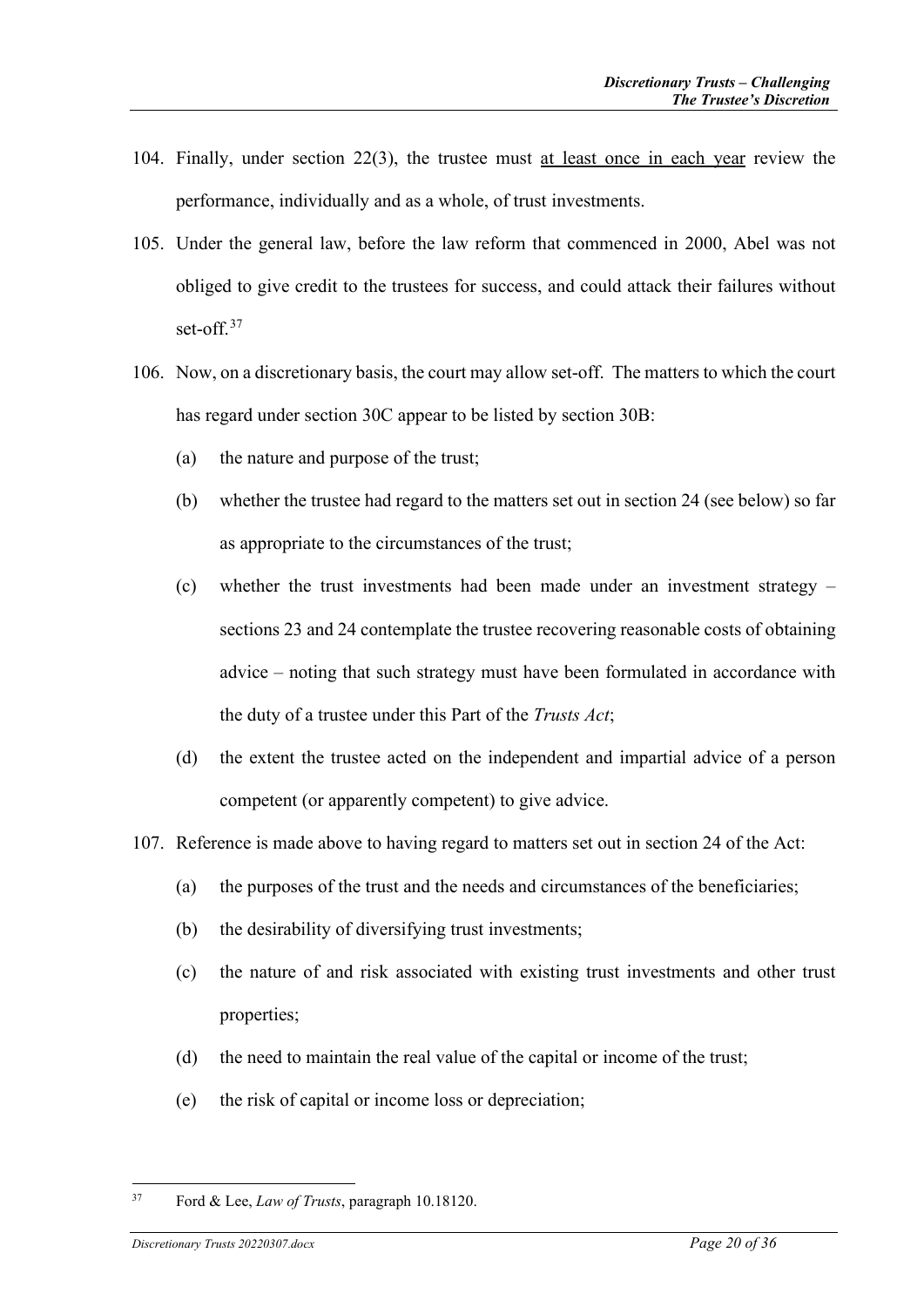104. Finally, under section 22(3), the trustee must <u>at least once in each year</u> review the performance, individually and as a whole, of trust investments.

105. Under the general law, before the law reform that commenced in 2000, Abel was not obliged to give credit to the trustees for success, and could attack their failures without set-off.[37]

106. Now, on a discretionary basis, the court may allow set-off. The matters to which the court has regard under section 30C appear to be listed by section 30B:

    (a) the nature and purpose of the trust;

    (b) whether the trustee had regard to the matters set out in section 24 (see below) so far as appropriate to the circumstances of the trust;

    (c) whether the trust investments had been made under an investment strategy – sections 23 and 24 contemplate the trustee recovering reasonable costs of obtaining advice – noting that such strategy must have been formulated in accordance with the duty of a trustee under this Part of the *Trusts Act*;

    (d) the extent the trustee acted on the independent and impartial advice of a person competent (or apparently competent) to give advice.

107. Reference is made above to having regard to matters set out in section 24 of the Act:

    (a) the purposes of the trust and the needs and circumstances of the beneficiaries;

    (b) the desirability of diversifying trust investments;

    (c) the nature of and risk associated with existing trust investments and other trust properties;

    (d) the need to maintain the real value of the capital or income of the trust;

    (e) the risk of capital or income loss or depreciation;

---

[37] Ford & Lee, *Law of Trusts*, paragraph 10.18120.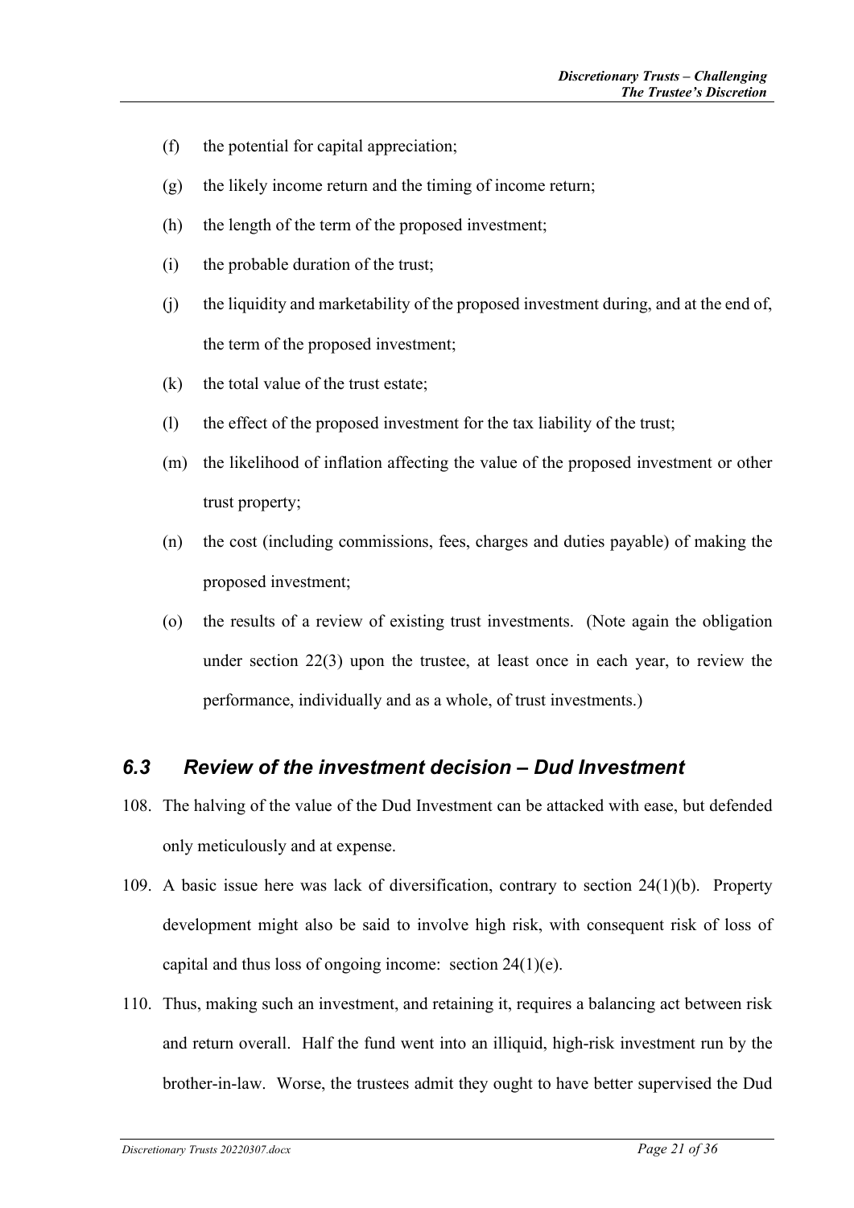(f) the potential for capital appreciation;

(g) the likely income return and the timing of income return;

(h) the length of the term of the proposed investment;

(i) the probable duration of the trust;

(j) the liquidity and marketability of the proposed investment during, and at the end of, the term of the proposed investment;

(k) the total value of the trust estate;

(l) the effect of the proposed investment for the tax liability of the trust;

(m) the likelihood of inflation affecting the value of the proposed investment or other trust property;

(n) the cost (including commissions, fees, charges and duties payable) of making the proposed investment;

(o) the results of a review of existing trust investments. (Note again the obligation under section 22(3) upon the trustee, at least once in each year, to review the performance, individually and as a whole, of trust investments.)

### *6.3 Review of the investment decision – Dud Investment*

108. The halving of the value of the Dud Investment can be attacked with ease, but defended only meticulously and at expense.

109. A basic issue here was lack of diversification, contrary to section 24(1)(b). Property development might also be said to involve high risk, with consequent risk of loss of capital and thus loss of ongoing income: section 24(1)(e).

110. Thus, making such an investment, and retaining it, requires a balancing act between risk and return overall. Half the fund went into an illiquid, high-risk investment run by the brother-in-law. Worse, the trustees admit they ought to have better supervised the Dud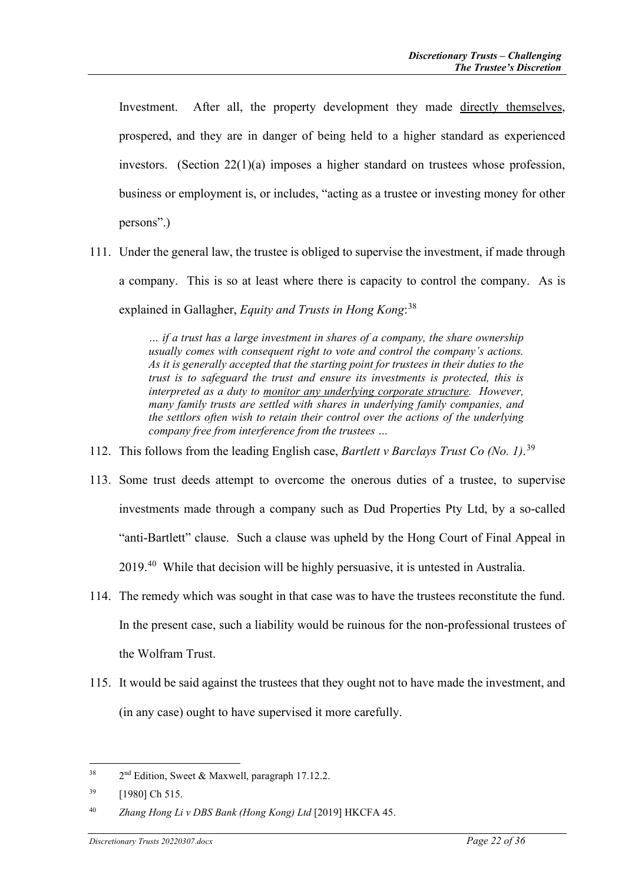Investment. After all, the property development they made <u>directly themselves</u>, prospered, and they are in danger of being held to a higher standard as experienced investors. (Section 22(1)(a) imposes a higher standard on trustees whose profession, business or employment is, or includes, "acting as a trustee or investing money for other persons".)

111. Under the general law, the trustee is obliged to supervise the investment, if made through a company. This is so at least where there is capacity to control the company. As is explained in Gallagher, *Equity and Trusts in Hong Kong*:[38]

> *… if a trust has a large investment in shares of a company, the share ownership usually comes with consequent right to vote and control the company's actions. As it is generally accepted that the starting point for trustees in their duties to the trust is to safeguard the trust and ensure its investments is protected, this is interpreted as a duty to <u>monitor any underlying corporate structure</u>. However, many family trusts are settled with shares in underlying family companies, and the settlors often wish to retain their control over the actions of the underlying company free from interference from the trustees …*

112. This follows from the leading English case, *Bartlett v Barclays Trust Co (No. 1)*.[39]

113. Some trust deeds attempt to overcome the onerous duties of a trustee, to supervise investments made through a company such as Dud Properties Pty Ltd, by a so-called "anti-Bartlett" clause. Such a clause was upheld by the Hong Court of Final Appeal in 2019.[40] While that decision will be highly persuasive, it is untested in Australia.

114. The remedy which was sought in that case was to have the trustees reconstitute the fund. In the present case, such a liability would be ruinous for the non-professional trustees of the Wolfram Trust.

115. It would be said against the trustees that they ought not to have made the investment, and (in any case) ought to have supervised it more carefully.

---

[38] 2nd Edition, Sweet & Maxwell, paragraph 17.12.2.

[39] [1980] Ch 515.

[40] *Zhang Hong Li v DBS Bank (Hong Kong) Ltd* [2019] HKCFA 45.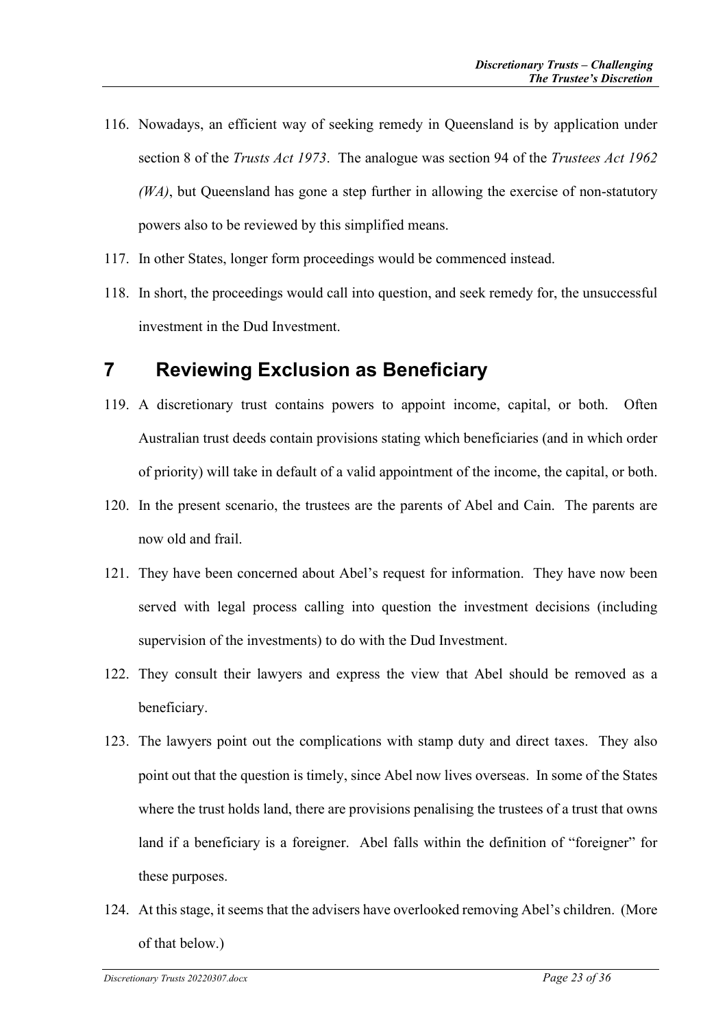116. Nowadays, an efficient way of seeking remedy in Queensland is by application under section 8 of the *Trusts Act 1973*. The analogue was section 94 of the *Trustees Act 1962 (WA)*, but Queensland has gone a step further in allowing the exercise of non-statutory powers also to be reviewed by this simplified means.

117. In other States, longer form proceedings would be commenced instead.

118. In short, the proceedings would call into question, and seek remedy for, the unsuccessful investment in the Dud Investment.

# 7 Reviewing Exclusion as Beneficiary

119. A discretionary trust contains powers to appoint income, capital, or both. Often Australian trust deeds contain provisions stating which beneficiaries (and in which order of priority) will take in default of a valid appointment of the income, the capital, or both.

120. In the present scenario, the trustees are the parents of Abel and Cain. The parents are now old and frail.

121. They have been concerned about Abel's request for information. They have now been served with legal process calling into question the investment decisions (including supervision of the investments) to do with the Dud Investment.

122. They consult their lawyers and express the view that Abel should be removed as a beneficiary.

123. The lawyers point out the complications with stamp duty and direct taxes. They also point out that the question is timely, since Abel now lives overseas. In some of the States where the trust holds land, there are provisions penalising the trustees of a trust that owns land if a beneficiary is a foreigner. Abel falls within the definition of "foreigner" for these purposes.

124. At this stage, it seems that the advisers have overlooked removing Abel's children. (More of that below.)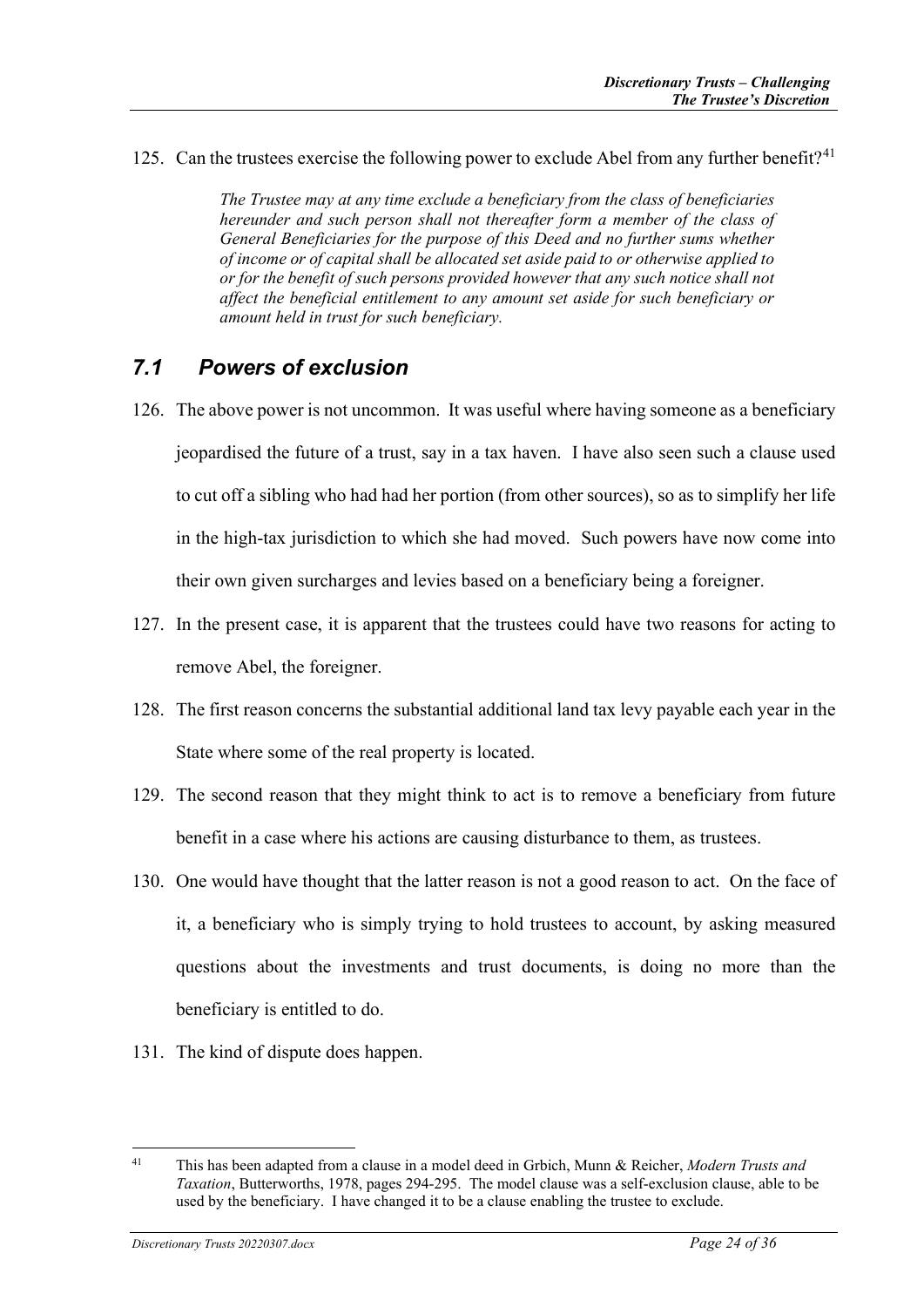125. Can the trustees exercise the following power to exclude Abel from any further benefit?[41]

> *The Trustee may at any time exclude a beneficiary from the class of beneficiaries hereunder and such person shall not thereafter form a member of the class of General Beneficiaries for the purpose of this Deed and no further sums whether of income or of capital shall be allocated set aside paid to or otherwise applied to or for the benefit of such persons provided however that any such notice shall not affect the beneficial entitlement to any amount set aside for such beneficiary or amount held in trust for such beneficiary.*

## *7.1 Powers of exclusion*

126. The above power is not uncommon. It was useful where having someone as a beneficiary jeopardised the future of a trust, say in a tax haven. I have also seen such a clause used to cut off a sibling who had had her portion (from other sources), so as to simplify her life in the high-tax jurisdiction to which she had moved. Such powers have now come into their own given surcharges and levies based on a beneficiary being a foreigner.

127. In the present case, it is apparent that the trustees could have two reasons for acting to remove Abel, the foreigner.

128. The first reason concerns the substantial additional land tax levy payable each year in the State where some of the real property is located.

129. The second reason that they might think to act is to remove a beneficiary from future benefit in a case where his actions are causing disturbance to them, as trustees.

130. One would have thought that the latter reason is not a good reason to act. On the face of it, a beneficiary who is simply trying to hold trustees to account, by asking measured questions about the investments and trust documents, is doing no more than the beneficiary is entitled to do.

131. The kind of dispute does happen.

---

[41] This has been adapted from a clause in a model deed in Grbich, Munn & Reicher, *Modern Trusts and Taxation*, Butterworths, 1978, pages 294-295. The model clause was a self-exclusion clause, able to be used by the beneficiary. I have changed it to be a clause enabling the trustee to exclude.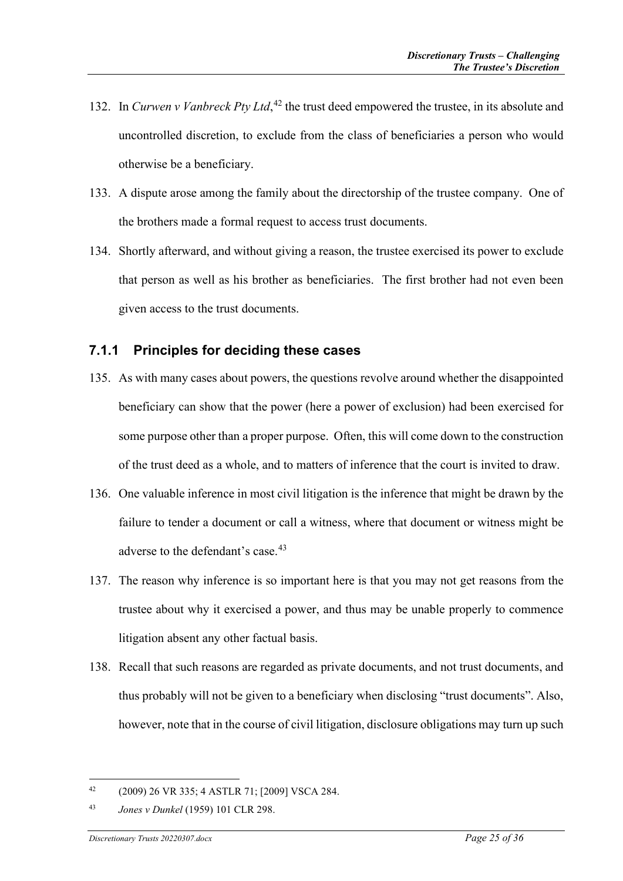132. In *Curwen v Vanbreck Pty Ltd*,[42] the trust deed empowered the trustee, in its absolute and uncontrolled discretion, to exclude from the class of beneficiaries a person who would otherwise be a beneficiary.

133. A dispute arose among the family about the directorship of the trustee company. One of the brothers made a formal request to access trust documents.

134. Shortly afterward, and without giving a reason, the trustee exercised its power to exclude that person as well as his brother as beneficiaries. The first brother had not even been given access to the trust documents.

### 7.1.1 Principles for deciding these cases

135. As with many cases about powers, the questions revolve around whether the disappointed beneficiary can show that the power (here a power of exclusion) had been exercised for some purpose other than a proper purpose. Often, this will come down to the construction of the trust deed as a whole, and to matters of inference that the court is invited to draw.

136. One valuable inference in most civil litigation is the inference that might be drawn by the failure to tender a document or call a witness, where that document or witness might be adverse to the defendant's case.[43]

137. The reason why inference is so important here is that you may not get reasons from the trustee about why it exercised a power, and thus may be unable properly to commence litigation absent any other factual basis.

138. Recall that such reasons are regarded as private documents, and not trust documents, and thus probably will not be given to a beneficiary when disclosing "trust documents". Also, however, note that in the course of civil litigation, disclosure obligations may turn up such

---

[42] (2009) 26 VR 335; 4 ASTLR 71; [2009] VSCA 284.

[43] *Jones v Dunkel* (1959) 101 CLR 298.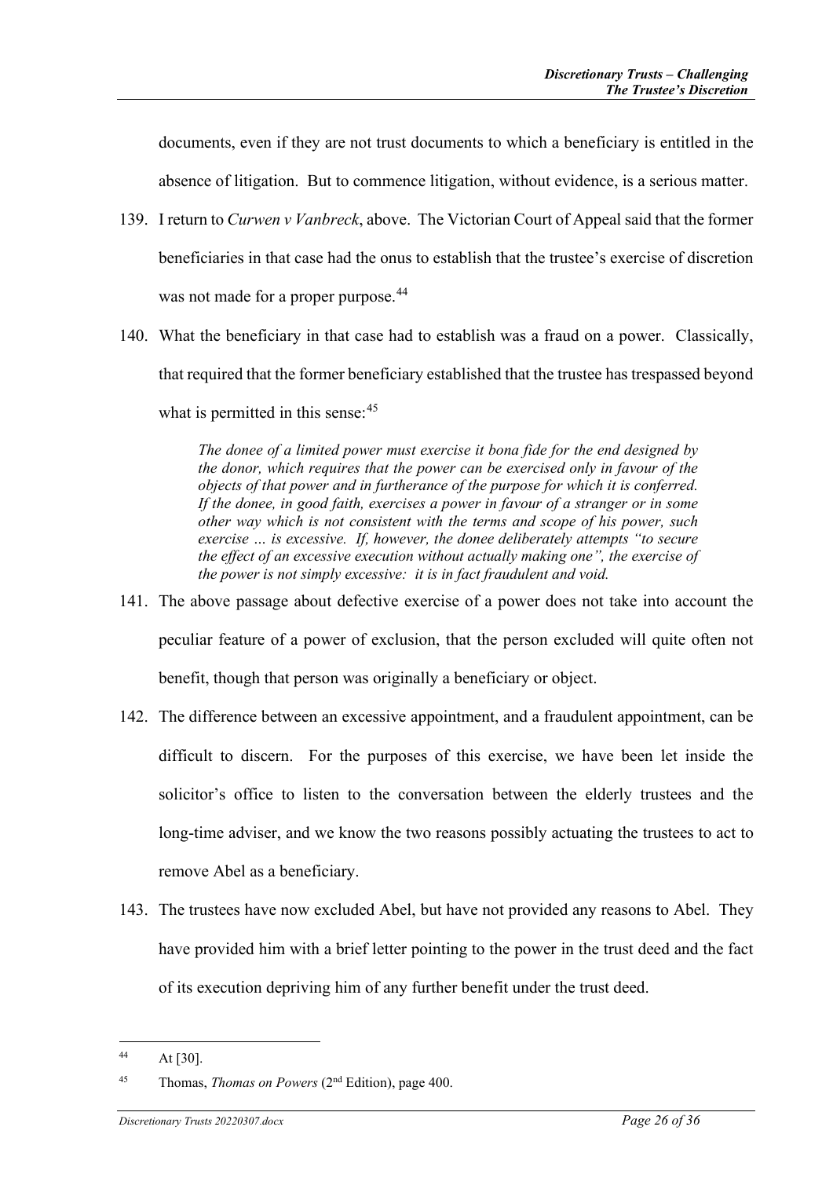documents, even if they are not trust documents to which a beneficiary is entitled in the absence of litigation. But to commence litigation, without evidence, is a serious matter.

139. I return to *Curwen v Vanbreck*, above. The Victorian Court of Appeal said that the former beneficiaries in that case had the onus to establish that the trustee's exercise of discretion was not made for a proper purpose.[44]

140. What the beneficiary in that case had to establish was a fraud on a power. Classically, that required that the former beneficiary established that the trustee has trespassed beyond what is permitted in this sense:[45]

> *The donee of a limited power must exercise it bona fide for the end designed by the donor, which requires that the power can be exercised only in favour of the objects of that power and in furtherance of the purpose for which it is conferred. If the donee, in good faith, exercises a power in favour of a stranger or in some other way which is not consistent with the terms and scope of his power, such exercise … is excessive. If, however, the donee deliberately attempts "to secure the effect of an excessive execution without actually making one", the exercise of the power is not simply excessive: it is in fact fraudulent and void.*

141. The above passage about defective exercise of a power does not take into account the peculiar feature of a power of exclusion, that the person excluded will quite often not benefit, though that person was originally a beneficiary or object.

142. The difference between an excessive appointment, and a fraudulent appointment, can be difficult to discern. For the purposes of this exercise, we have been let inside the solicitor's office to listen to the conversation between the elderly trustees and the long-time adviser, and we know the two reasons possibly actuating the trustees to act to remove Abel as a beneficiary.

143. The trustees have now excluded Abel, but have not provided any reasons to Abel. They have provided him with a brief letter pointing to the power in the trust deed and the fact of its execution depriving him of any further benefit under the trust deed.

---

[44] At [30].

[45] Thomas, *Thomas on Powers* (2nd Edition), page 400.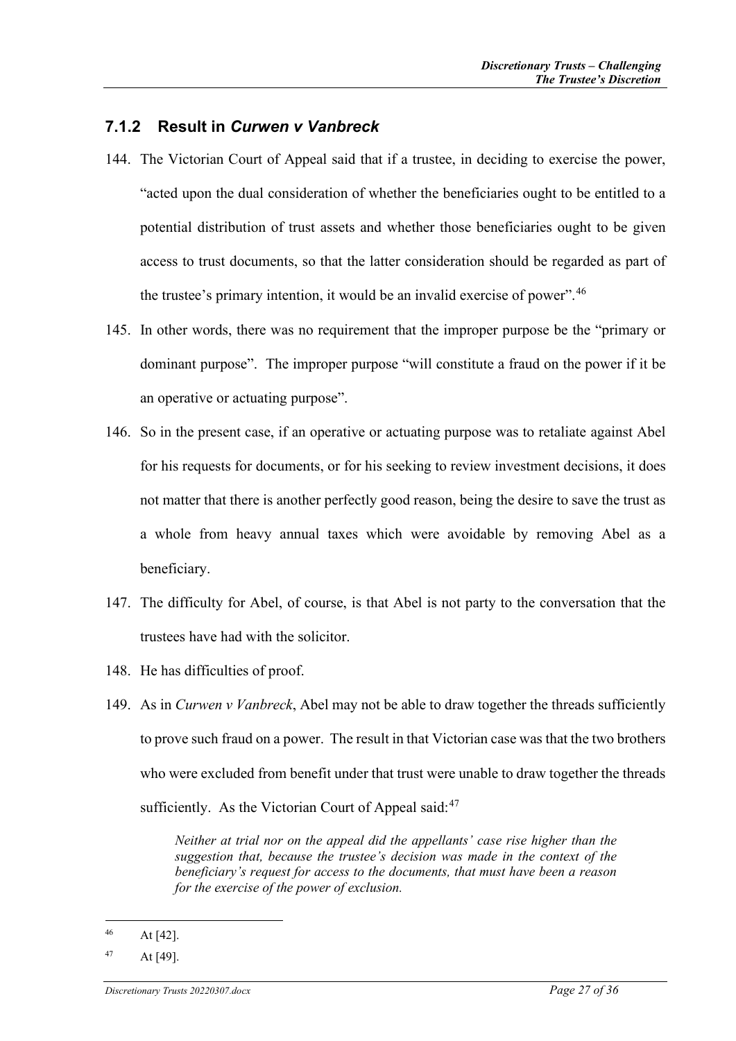### 7.1.2 Result in *Curwen v Vanbreck*

144. The Victorian Court of Appeal said that if a trustee, in deciding to exercise the power, "acted upon the dual consideration of whether the beneficiaries ought to be entitled to a potential distribution of trust assets and whether those beneficiaries ought to be given access to trust documents, so that the latter consideration should be regarded as part of the trustee's primary intention, it would be an invalid exercise of power".[46]

145. In other words, there was no requirement that the improper purpose be the "primary or dominant purpose". The improper purpose "will constitute a fraud on the power if it be an operative or actuating purpose".

146. So in the present case, if an operative or actuating purpose was to retaliate against Abel for his requests for documents, or for his seeking to review investment decisions, it does not matter that there is another perfectly good reason, being the desire to save the trust as a whole from heavy annual taxes which were avoidable by removing Abel as a beneficiary.

147. The difficulty for Abel, of course, is that Abel is not party to the conversation that the trustees have had with the solicitor.

148. He has difficulties of proof.

149. As in *Curwen v Vanbreck*, Abel may not be able to draw together the threads sufficiently to prove such fraud on a power. The result in that Victorian case was that the two brothers who were excluded from benefit under that trust were unable to draw together the threads sufficiently. As the Victorian Court of Appeal said:[47]

> *Neither at trial nor on the appeal did the appellants' case rise higher than the suggestion that, because the trustee's decision was made in the context of the beneficiary's request for access to the documents, that must have been a reason for the exercise of the power of exclusion.*

---

[46] At [42].

[47] At [49].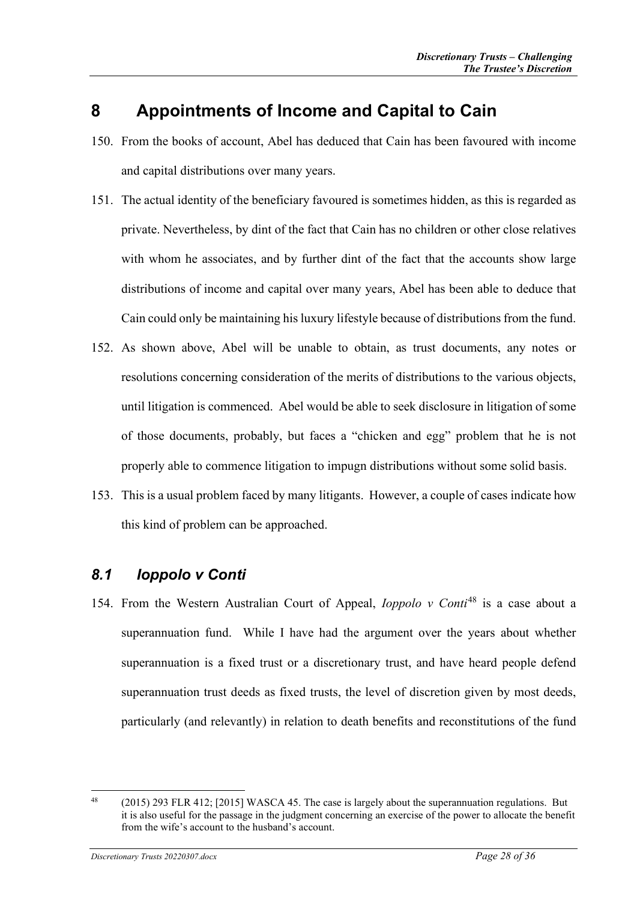# 8 Appointments of Income and Capital to Cain

150. From the books of account, Abel has deduced that Cain has been favoured with income and capital distributions over many years.

151. The actual identity of the beneficiary favoured is sometimes hidden, as this is regarded as private. Nevertheless, by dint of the fact that Cain has no children or other close relatives with whom he associates, and by further dint of the fact that the accounts show large distributions of income and capital over many years, Abel has been able to deduce that Cain could only be maintaining his luxury lifestyle because of distributions from the fund.

152. As shown above, Abel will be unable to obtain, as trust documents, any notes or resolutions concerning consideration of the merits of distributions to the various objects, until litigation is commenced. Abel would be able to seek disclosure in litigation of some of those documents, probably, but faces a "chicken and egg" problem that he is not properly able to commence litigation to impugn distributions without some solid basis.

153. This is a usual problem faced by many litigants. However, a couple of cases indicate how this kind of problem can be approached.

## *8.1 Ioppolo v Conti*

154. From the Western Australian Court of Appeal, *Ioppolo v Conti*[48] is a case about a superannuation fund. While I have had the argument over the years about whether superannuation is a fixed trust or a discretionary trust, and have heard people defend superannuation trust deeds as fixed trusts, the level of discretion given by most deeds, particularly (and relevantly) in relation to death benefits and reconstitutions of the fund

---

[48] (2015) 293 FLR 412; [2015] WASCA 45. The case is largely about the superannuation regulations. But it is also useful for the passage in the judgment concerning an exercise of the power to allocate the benefit from the wife's account to the husband's account.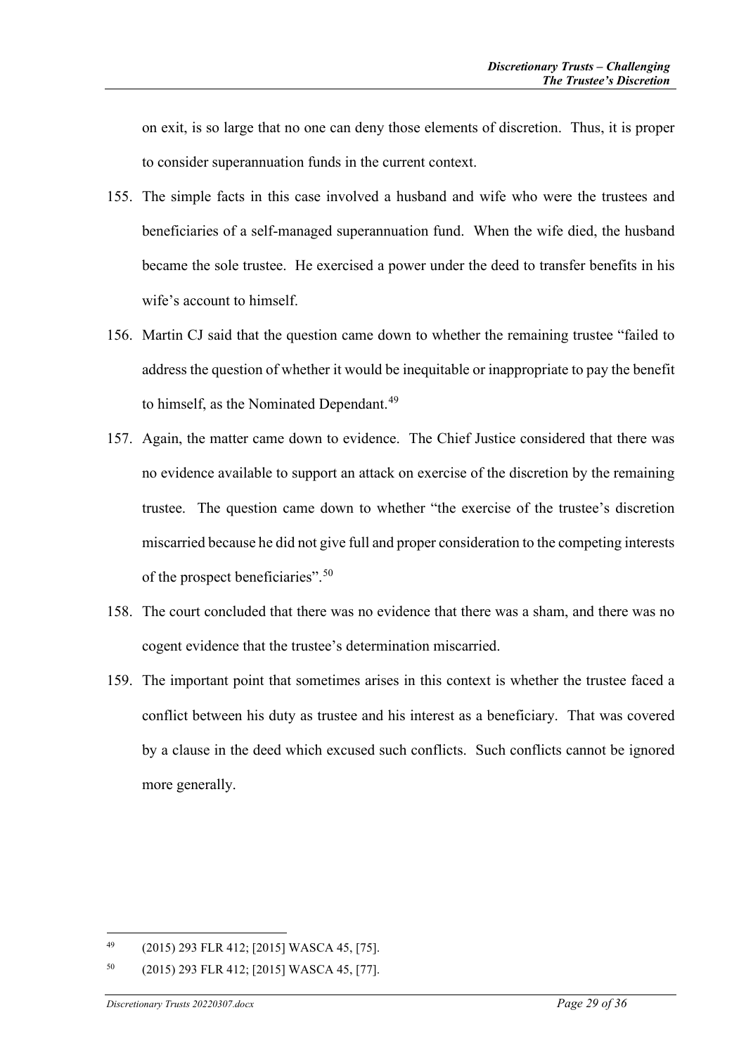on exit, is so large that no one can deny those elements of discretion. Thus, it is proper to consider superannuation funds in the current context.

155. The simple facts in this case involved a husband and wife who were the trustees and beneficiaries of a self-managed superannuation fund. When the wife died, the husband became the sole trustee. He exercised a power under the deed to transfer benefits in his wife's account to himself.

156. Martin CJ said that the question came down to whether the remaining trustee "failed to address the question of whether it would be inequitable or inappropriate to pay the benefit to himself, as the Nominated Dependant.[49]

157. Again, the matter came down to evidence. The Chief Justice considered that there was no evidence available to support an attack on exercise of the discretion by the remaining trustee. The question came down to whether "the exercise of the trustee's discretion miscarried because he did not give full and proper consideration to the competing interests of the prospect beneficiaries".[50]

158. The court concluded that there was no evidence that there was a sham, and there was no cogent evidence that the trustee's determination miscarried.

159. The important point that sometimes arises in this context is whether the trustee faced a conflict between his duty as trustee and his interest as a beneficiary. That was covered by a clause in the deed which excused such conflicts. Such conflicts cannot be ignored more generally.

---

[49] (2015) 293 FLR 412; [2015] WASCA 45, [75].

[50] (2015) 293 FLR 412; [2015] WASCA 45, [77].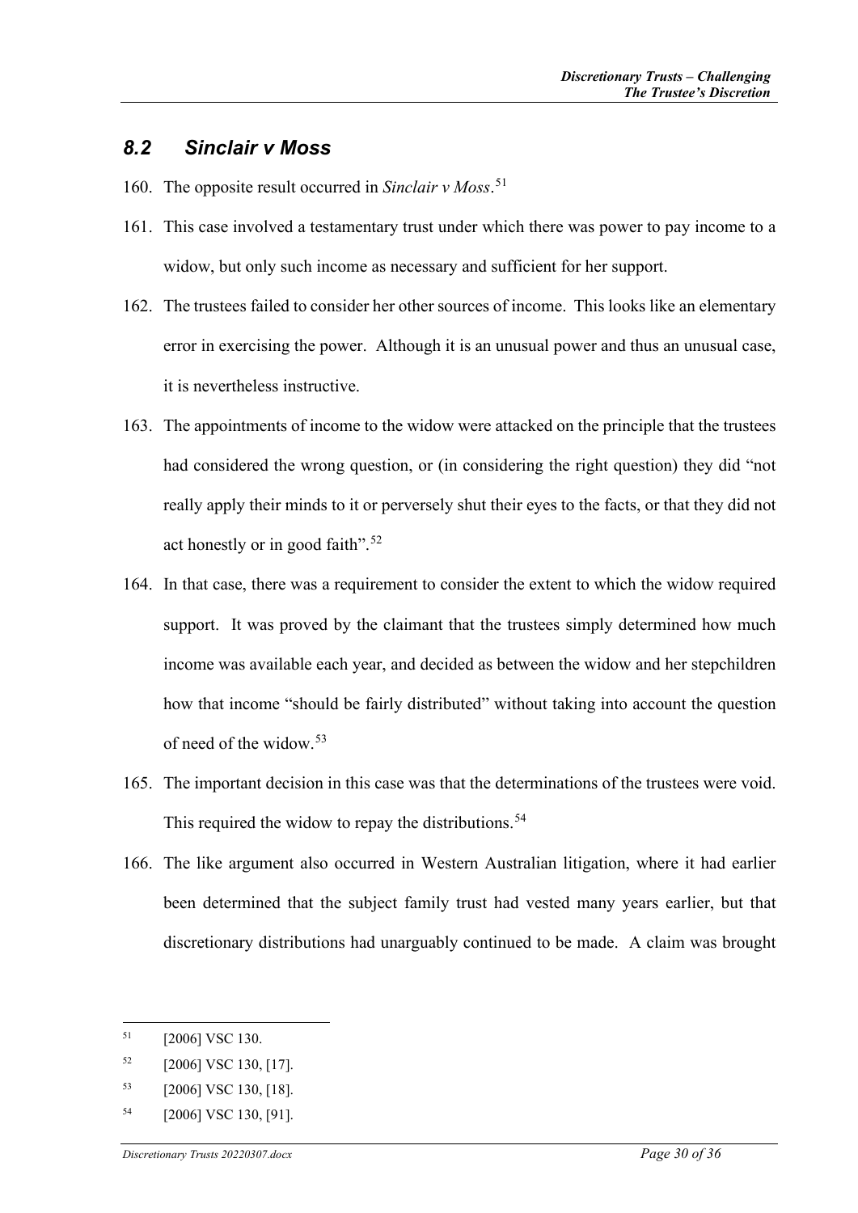## *8.2 Sinclair v Moss*

160. The opposite result occurred in *Sinclair v Moss*.[51]

161. This case involved a testamentary trust under which there was power to pay income to a widow, but only such income as necessary and sufficient for her support.

162. The trustees failed to consider her other sources of income. This looks like an elementary error in exercising the power. Although it is an unusual power and thus an unusual case, it is nevertheless instructive.

163. The appointments of income to the widow were attacked on the principle that the trustees had considered the wrong question, or (in considering the right question) they did "not really apply their minds to it or perversely shut their eyes to the facts, or that they did not act honestly or in good faith".[52]

164. In that case, there was a requirement to consider the extent to which the widow required support. It was proved by the claimant that the trustees simply determined how much income was available each year, and decided as between the widow and her stepchildren how that income "should be fairly distributed" without taking into account the question of need of the widow.[53]

165. The important decision in this case was that the determinations of the trustees were void. This required the widow to repay the distributions.[54]

166. The like argument also occurred in Western Australian litigation, where it had earlier been determined that the subject family trust had vested many years earlier, but that discretionary distributions had unarguably continued to be made. A claim was brought

---

[51] [2006] VSC 130.

[52] [2006] VSC 130, [17].

[53] [2006] VSC 130, [18].

[54] [2006] VSC 130, [91].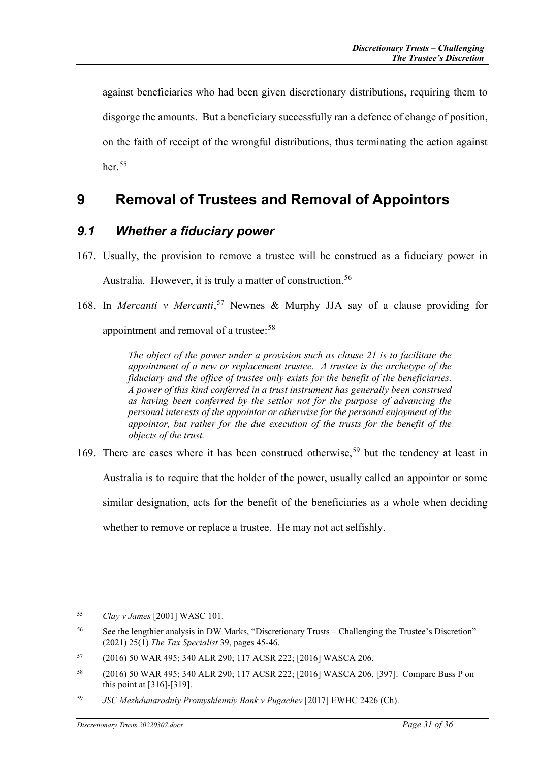against beneficiaries who had been given discretionary distributions, requiring them to disgorge the amounts. But a beneficiary successfully ran a defence of change of position, on the faith of receipt of the wrongful distributions, thus terminating the action against her.[55]

# 9 Removal of Trustees and Removal of Appointors

## *9.1 Whether a fiduciary power*

167. Usually, the provision to remove a trustee will be construed as a fiduciary power in Australia. However, it is truly a matter of construction.[56]

168. In *Mercanti v Mercanti*,[57] Newnes & Murphy JJA say of a clause providing for appointment and removal of a trustee:[58]

> *The object of the power under a provision such as clause 21 is to facilitate the appointment of a new or replacement trustee. A trustee is the archetype of the fiduciary and the office of trustee only exists for the benefit of the beneficiaries. A power of this kind conferred in a trust instrument has generally been construed as having been conferred by the settlor not for the purpose of advancing the personal interests of the appointor or otherwise for the personal enjoyment of the appointor, but rather for the due execution of the trusts for the benefit of the objects of the trust.*

169. There are cases where it has been construed otherwise,[59] but the tendency at least in Australia is to require that the holder of the power, usually called an appointor or some similar designation, acts for the benefit of the beneficiaries as a whole when deciding whether to remove or replace a trustee. He may not act selfishly.

---

[55] *Clay v James* [2001] WASC 101.

[56] See the lengthier analysis in DW Marks, "Discretionary Trusts – Challenging the Trustee's Discretion" (2021) 25(1) *The Tax Specialist* 39, pages 45-46.

[57] (2016) 50 WAR 495; 340 ALR 290; 117 ACSR 222; [2016] WASCA 206.

[58] (2016) 50 WAR 495; 340 ALR 290; 117 ACSR 222; [2016] WASCA 206, [397]. Compare Buss P on this point at [316]-[319].

[59] *JSC Mezhdunarodniy Promyshlenniy Bank v Pugachev* [2017] EWHC 2426 (Ch).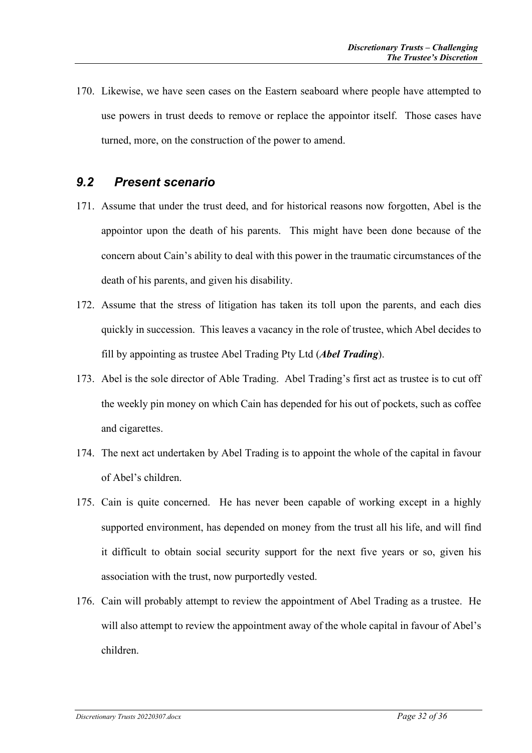170. Likewise, we have seen cases on the Eastern seaboard where people have attempted to use powers in trust deeds to remove or replace the appointor itself. Those cases have turned, more, on the construction of the power to amend.

## *9.2 Present scenario*

171. Assume that under the trust deed, and for historical reasons now forgotten, Abel is the appointor upon the death of his parents. This might have been done because of the concern about Cain's ability to deal with this power in the traumatic circumstances of the death of his parents, and given his disability.

172. Assume that the stress of litigation has taken its toll upon the parents, and each dies quickly in succession. This leaves a vacancy in the role of trustee, which Abel decides to fill by appointing as trustee Abel Trading Pty Ltd (***Abel Trading***).

173. Abel is the sole director of Able Trading. Abel Trading's first act as trustee is to cut off the weekly pin money on which Cain has depended for his out of pockets, such as coffee and cigarettes.

174. The next act undertaken by Abel Trading is to appoint the whole of the capital in favour of Abel's children.

175. Cain is quite concerned. He has never been capable of working except in a highly supported environment, has depended on money from the trust all his life, and will find it difficult to obtain social security support for the next five years or so, given his association with the trust, now purportedly vested.

176. Cain will probably attempt to review the appointment of Abel Trading as a trustee. He will also attempt to review the appointment away of the whole capital in favour of Abel's children.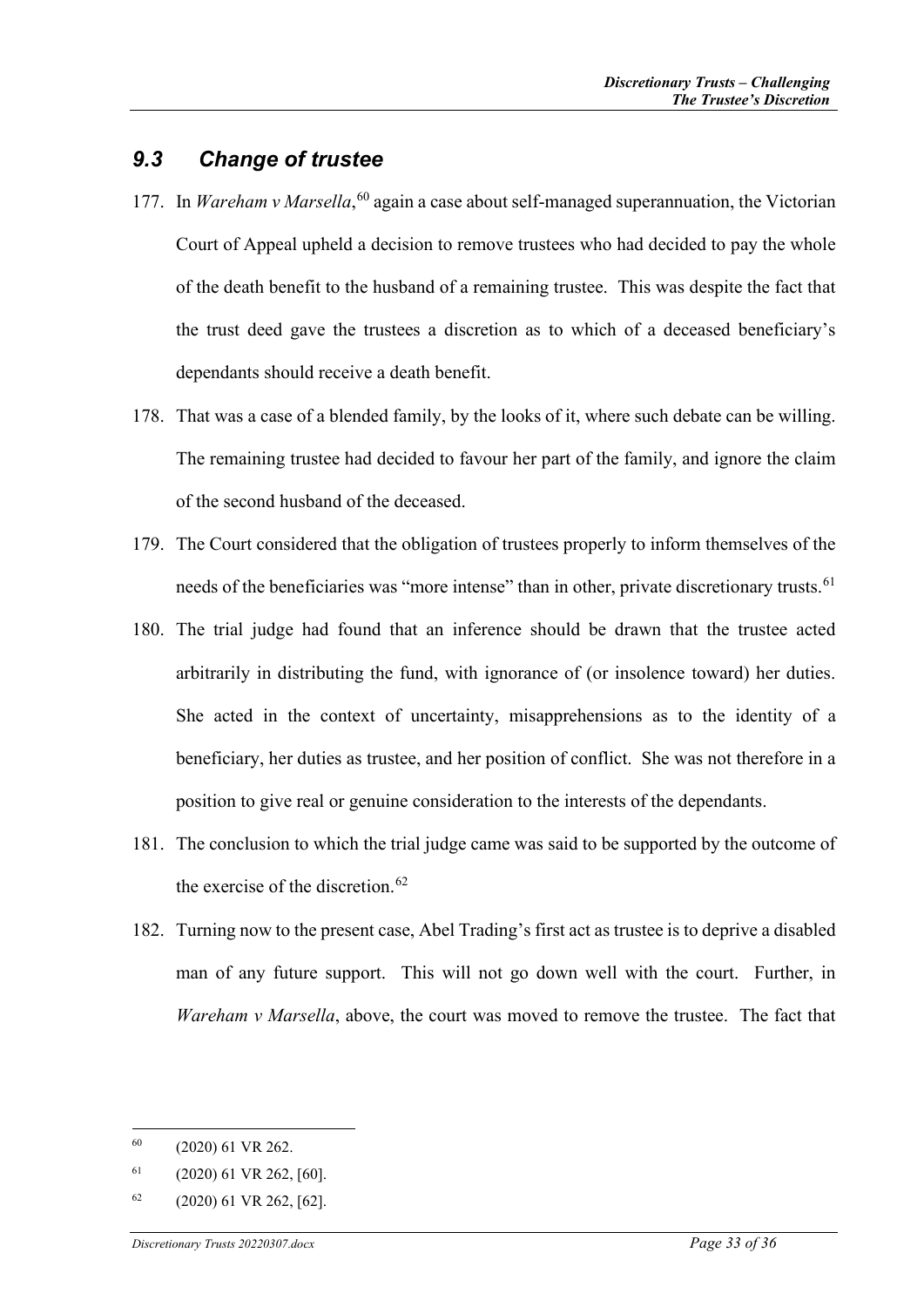## *9.3 Change of trustee*

177. In *Wareham v Marsella*,[60] again a case about self-managed superannuation, the Victorian Court of Appeal upheld a decision to remove trustees who had decided to pay the whole of the death benefit to the husband of a remaining trustee. This was despite the fact that the trust deed gave the trustees a discretion as to which of a deceased beneficiary's dependants should receive a death benefit.

178. That was a case of a blended family, by the looks of it, where such debate can be willing. The remaining trustee had decided to favour her part of the family, and ignore the claim of the second husband of the deceased.

179. The Court considered that the obligation of trustees properly to inform themselves of the needs of the beneficiaries was "more intense" than in other, private discretionary trusts.[61]

180. The trial judge had found that an inference should be drawn that the trustee acted arbitrarily in distributing the fund, with ignorance of (or insolence toward) her duties. She acted in the context of uncertainty, misapprehensions as to the identity of a beneficiary, her duties as trustee, and her position of conflict. She was not therefore in a position to give real or genuine consideration to the interests of the dependants.

181. The conclusion to which the trial judge came was said to be supported by the outcome of the exercise of the discretion.[62]

182. Turning now to the present case, Abel Trading's first act as trustee is to deprive a disabled man of any future support. This will not go down well with the court. Further, in *Wareham v Marsella*, above, the court was moved to remove the trustee. The fact that

---

[60] (2020) 61 VR 262.

[61] (2020) 61 VR 262, [60].

[62] (2020) 61 VR 262, [62].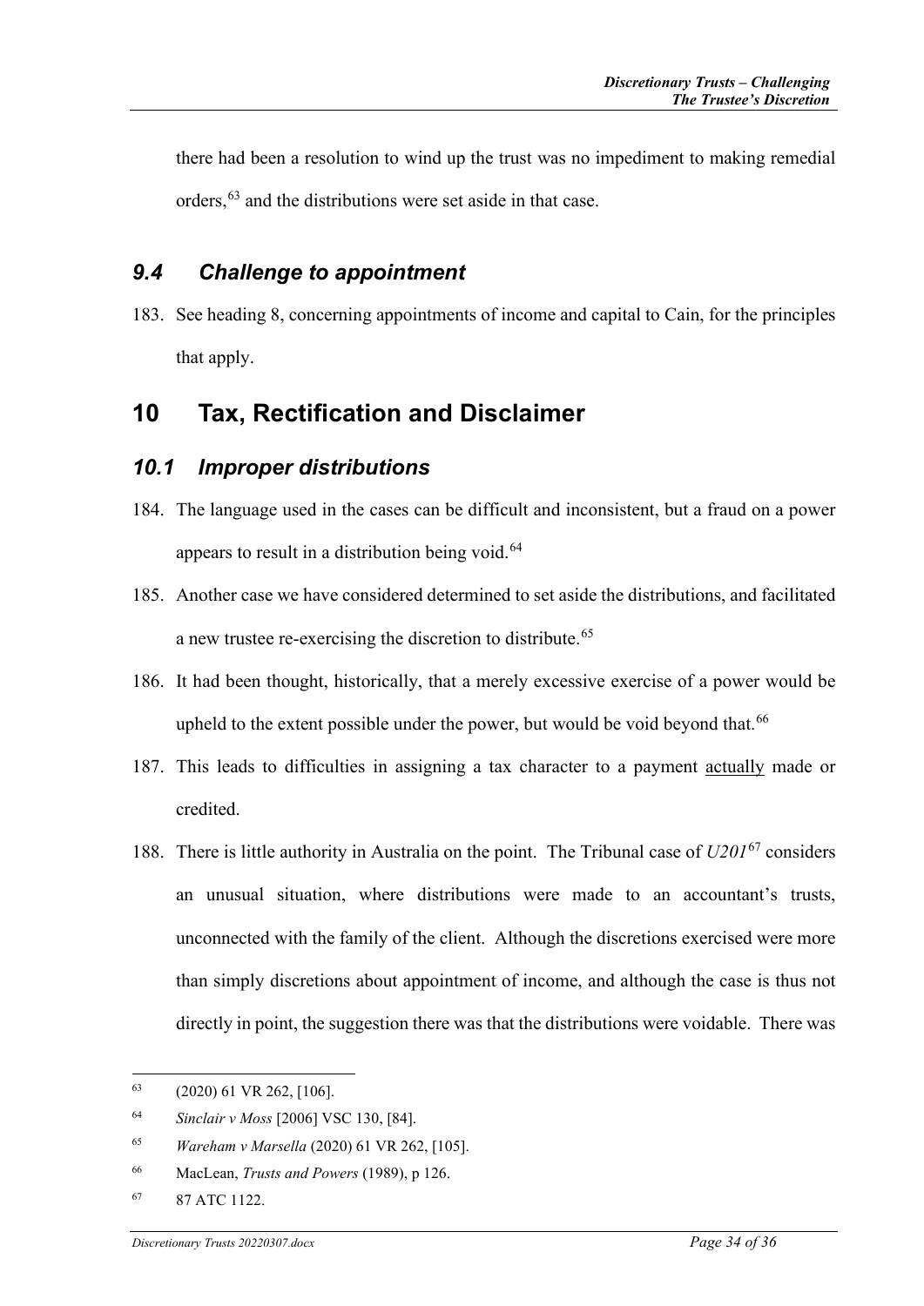there had been a resolution to wind up the trust was no impediment to making remedial orders,[63] and the distributions were set aside in that case.

### *9.4 Challenge to appointment*

183. See heading 8, concerning appointments of income and capital to Cain, for the principles that apply.

## 10 Tax, Rectification and Disclaimer

### *10.1 Improper distributions*

184. The language used in the cases can be difficult and inconsistent, but a fraud on a power appears to result in a distribution being void.[64]

185. Another case we have considered determined to set aside the distributions, and facilitated a new trustee re-exercising the discretion to distribute.[65]

186. It had been thought, historically, that a merely excessive exercise of a power would be upheld to the extent possible under the power, but would be void beyond that.[66]

187. This leads to difficulties in assigning a tax character to a payment actually made or credited.

188. There is little authority in Australia on the point. The Tribunal case of *U201*[67] considers an unusual situation, where distributions were made to an accountant's trusts, unconnected with the family of the client. Although the discretions exercised were more than simply discretions about appointment of income, and although the case is thus not directly in point, the suggestion there was that the distributions were voidable. There was

---

[63] (2020) 61 VR 262, [106].

[64] *Sinclair v Moss* [2006] VSC 130, [84].

[65] *Wareham v Marsella* (2020) 61 VR 262, [105].

[66] MacLean, *Trusts and Powers* (1989), p 126.

[67] 87 ATC 1122.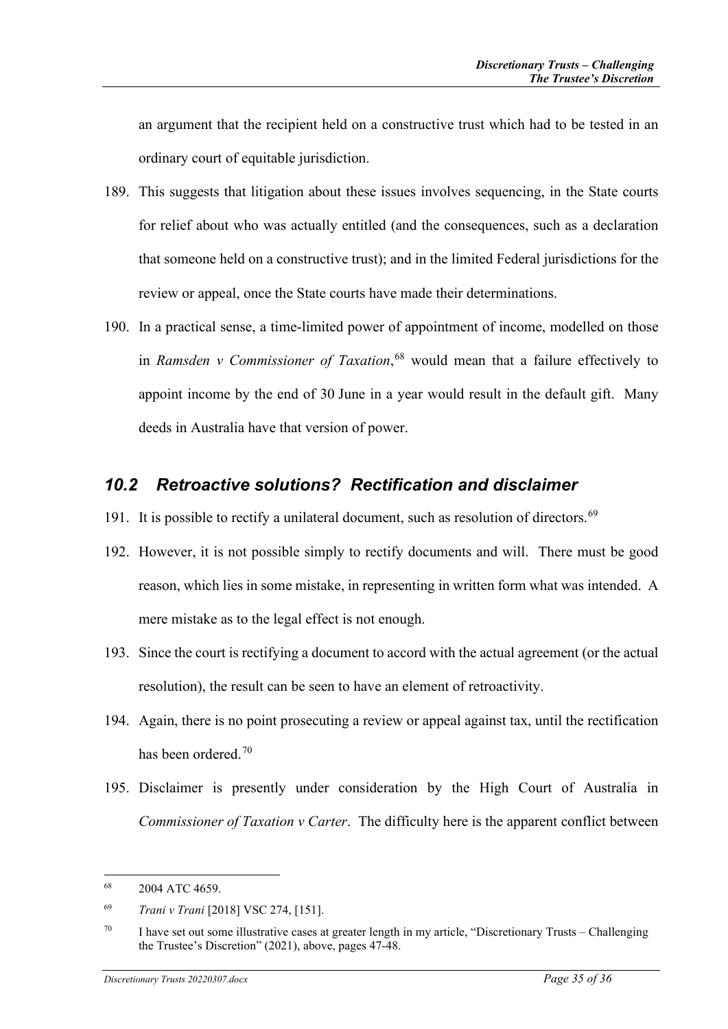an argument that the recipient held on a constructive trust which had to be tested in an ordinary court of equitable jurisdiction.

189. This suggests that litigation about these issues involves sequencing, in the State courts for relief about who was actually entitled (and the consequences, such as a declaration that someone held on a constructive trust); and in the limited Federal jurisdictions for the review or appeal, once the State courts have made their determinations.

190. In a practical sense, a time-limited power of appointment of income, modelled on those in *Ramsden v Commissioner of Taxation*,[68] would mean that a failure effectively to appoint income by the end of 30 June in a year would result in the default gift. Many deeds in Australia have that version of power.

## *10.2 Retroactive solutions? Rectification and disclaimer*

191. It is possible to rectify a unilateral document, such as resolution of directors.[69]

192. However, it is not possible simply to rectify documents and will. There must be good reason, which lies in some mistake, in representing in written form what was intended. A mere mistake as to the legal effect is not enough.

193. Since the court is rectifying a document to accord with the actual agreement (or the actual resolution), the result can be seen to have an element of retroactivity.

194. Again, there is no point prosecuting a review or appeal against tax, until the rectification has been ordered.[70]

195. Disclaimer is presently under consideration by the High Court of Australia in *Commissioner of Taxation v Carter*. The difficulty here is the apparent conflict between

---

[68] 2004 ATC 4659.

[69] *Trani v Trani* [2018] VSC 274, [151].

[70] I have set out some illustrative cases at greater length in my article, "Discretionary Trusts – Challenging the Trustee's Discretion" (2021), above, pages 47-48.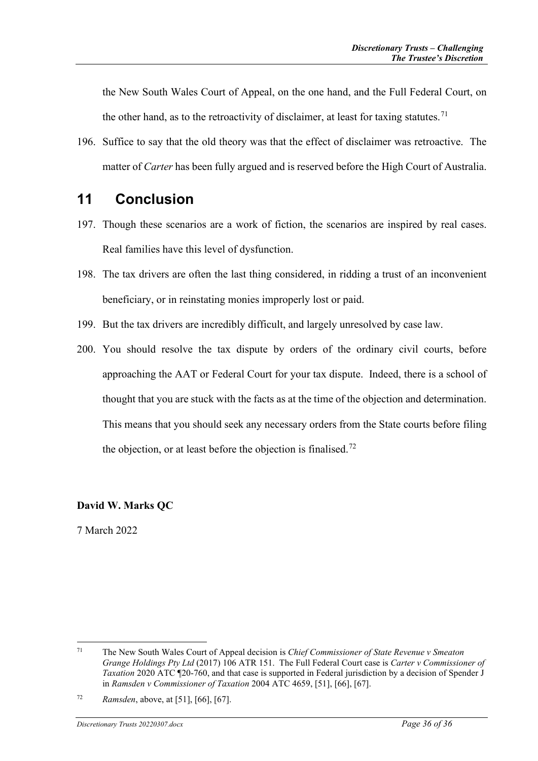the New South Wales Court of Appeal, on the one hand, and the Full Federal Court, on the other hand, as to the retroactivity of disclaimer, at least for taxing statutes.[71]

196. Suffice to say that the old theory was that the effect of disclaimer was retroactive. The matter of *Carter* has been fully argued and is reserved before the High Court of Australia.

# 11 Conclusion

197. Though these scenarios are a work of fiction, the scenarios are inspired by real cases. Real families have this level of dysfunction.

198. The tax drivers are often the last thing considered, in ridding a trust of an inconvenient beneficiary, or in reinstating monies improperly lost or paid.

199. But the tax drivers are incredibly difficult, and largely unresolved by case law.

200. You should resolve the tax dispute by orders of the ordinary civil courts, before approaching the AAT or Federal Court for your tax dispute. Indeed, there is a school of thought that you are stuck with the facts as at the time of the objection and determination. This means that you should seek any necessary orders from the State courts before filing the objection, or at least before the objection is finalised.[72]

**David W. Marks QC**

7 March 2022

---

[71] The New South Wales Court of Appeal decision is *Chief Commissioner of State Revenue v Smeaton Grange Holdings Pty Ltd* (2017) 106 ATR 151. The Full Federal Court case is *Carter v Commissioner of Taxation* 2020 ATC ¶20-760, and that case is supported in Federal jurisdiction by a decision of Spender J in *Ramsden v Commissioner of Taxation* 2004 ATC 4659, [51], [66], [67].

[72] *Ramsden*, above, at [51], [66], [67].